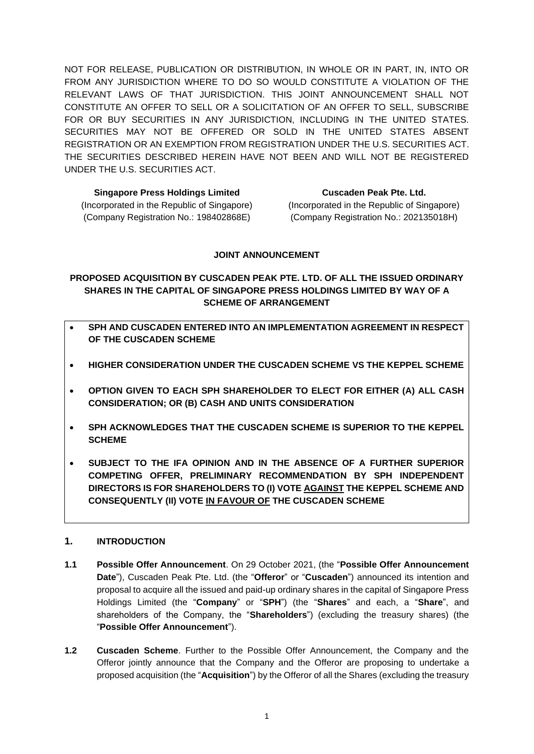NOT FOR RELEASE, PUBLICATION OR DISTRIBUTION, IN WHOLE OR IN PART, IN, INTO OR FROM ANY JURISDICTION WHERE TO DO SO WOULD CONSTITUTE A VIOLATION OF THE RELEVANT LAWS OF THAT JURISDICTION. THIS JOINT ANNOUNCEMENT SHALL NOT CONSTITUTE AN OFFER TO SELL OR A SOLICITATION OF AN OFFER TO SELL, SUBSCRIBE FOR OR BUY SECURITIES IN ANY JURISDICTION, INCLUDING IN THE UNITED STATES. SECURITIES MAY NOT BE OFFERED OR SOLD IN THE UNITED STATES ABSENT REGISTRATION OR AN EXEMPTION FROM REGISTRATION UNDER THE U.S. SECURITIES ACT. THE SECURITIES DESCRIBED HEREIN HAVE NOT BEEN AND WILL NOT BE REGISTERED UNDER THE U.S. SECURITIES ACT.

**Singapore Press Holdings Limited**
(Incorporated in the Republic of Singapore)
(Company Registration No.: 198402868E)

**Cuscaden Peak Pte. Ltd.**
(Incorporated in the Republic of Singapore)
(Company Registration No.: 202135018H)

**JOINT ANNOUNCEMENT**

**PROPOSED ACQUISITION BY CUSCADEN PEAK PTE. LTD. OF ALL THE ISSUED ORDINARY SHARES IN THE CAPITAL OF SINGAPORE PRESS HOLDINGS LIMITED BY WAY OF A SCHEME OF ARRANGEMENT**

- **SPH AND CUSCADEN ENTERED INTO AN IMPLEMENTATION AGREEMENT IN RESPECT OF THE CUSCADEN SCHEME**
- **HIGHER CONSIDERATION UNDER THE CUSCADEN SCHEME VS THE KEPPEL SCHEME**
- **OPTION GIVEN TO EACH SPH SHAREHOLDER TO ELECT FOR EITHER (A) ALL CASH CONSIDERATION; OR (B) CASH AND UNITS CONSIDERATION**
- **SPH ACKNOWLEDGES THAT THE CUSCADEN SCHEME IS SUPERIOR TO THE KEPPEL SCHEME**
- **SUBJECT TO THE IFA OPINION AND IN THE ABSENCE OF A FURTHER SUPERIOR COMPETING OFFER, PRELIMINARY RECOMMENDATION BY SPH INDEPENDENT DIRECTORS IS FOR SHAREHOLDERS TO (I) VOTE <u>AGAINST</u> THE KEPPEL SCHEME AND CONSEQUENTLY (II) VOTE <u>IN FAVOUR OF</u> THE CUSCADEN SCHEME**

## 1. INTRODUCTION

**1.1 Possible Offer Announcement**. On 29 October 2021, (the "**Possible Offer Announcement Date**"), Cuscaden Peak Pte. Ltd. (the "**Offeror**" or "**Cuscaden**") announced its intention and proposal to acquire all the issued and paid-up ordinary shares in the capital of Singapore Press Holdings Limited (the "**Company**" or "**SPH**") (the "**Shares**" and each, a "**Share**", and shareholders of the Company, the "**Shareholders**") (excluding the treasury shares) (the "**Possible Offer Announcement**").

**1.2 Cuscaden Scheme**. Further to the Possible Offer Announcement, the Company and the Offeror jointly announce that the Company and the Offeror are proposing to undertake a proposed acquisition (the "**Acquisition**") by the Offeror of all the Shares (excluding the treasury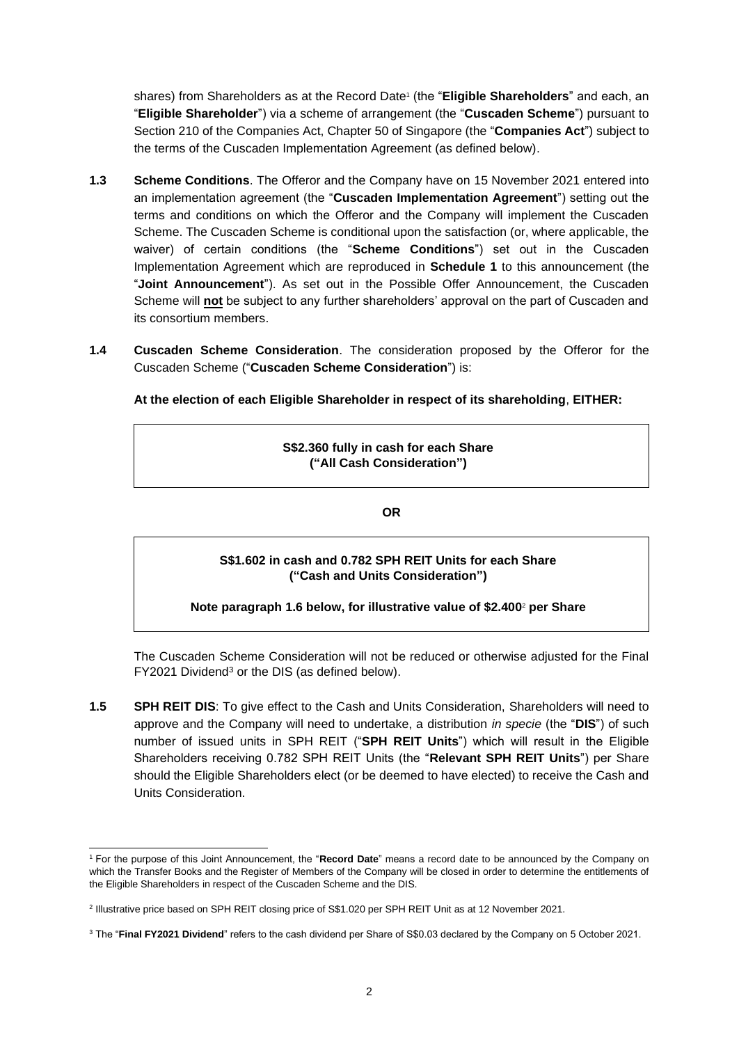shares) from Shareholders as at the Record Date[1] (the "**Eligible Shareholders**" and each, an "**Eligible Shareholder**") via a scheme of arrangement (the "**Cuscaden Scheme**") pursuant to Section 210 of the Companies Act, Chapter 50 of Singapore (the "**Companies Act**") subject to the terms of the Cuscaden Implementation Agreement (as defined below).

**1.3** **Scheme Conditions**. The Offeror and the Company have on 15 November 2021 entered into an implementation agreement (the "**Cuscaden Implementation Agreement**") setting out the terms and conditions on which the Offeror and the Company will implement the Cuscaden Scheme. The Cuscaden Scheme is conditional upon the satisfaction (or, where applicable, the waiver) of certain conditions (the "**Scheme Conditions**") set out in the Cuscaden Implementation Agreement which are reproduced in **Schedule 1** to this announcement (the "**Joint Announcement**"). As set out in the Possible Offer Announcement, the Cuscaden Scheme will **not** be subject to any further shareholders' approval on the part of Cuscaden and its consortium members.

**1.4** **Cuscaden Scheme Consideration**. The consideration proposed by the Offeror for the Cuscaden Scheme ("**Cuscaden Scheme Consideration**") is:

**At the election of each Eligible Shareholder in respect of its shareholding**, **EITHER:**

**S$2.360 fully in cash for each Share**
**("All Cash Consideration")**

**OR**

**S$1.602 in cash and 0.782 SPH REIT Units for each Share**
**("Cash and Units Consideration")**

**Note paragraph 1.6 below, for illustrative value of $2.400[2] per Share**

The Cuscaden Scheme Consideration will not be reduced or otherwise adjusted for the Final FY2021 Dividend[3] or the DIS (as defined below).

**1.5** **SPH REIT DIS**: To give effect to the Cash and Units Consideration, Shareholders will need to approve and the Company will need to undertake, a distribution *in specie* (the "**DIS**") of such number of issued units in SPH REIT ("**SPH REIT Units**") which will result in the Eligible Shareholders receiving 0.782 SPH REIT Units (the "**Relevant SPH REIT Units**") per Share should the Eligible Shareholders elect (or be deemed to have elected) to receive the Cash and Units Consideration.

[1] For the purpose of this Joint Announcement, the "**Record Date**" means a record date to be announced by the Company on which the Transfer Books and the Register of Members of the Company will be closed in order to determine the entitlements of the Eligible Shareholders in respect of the Cuscaden Scheme and the DIS.

[2] Illustrative price based on SPH REIT closing price of S$1.020 per SPH REIT Unit as at 12 November 2021.

[3] The "**Final FY2021 Dividend**" refers to the cash dividend per Share of S$0.03 declared by the Company on 5 October 2021.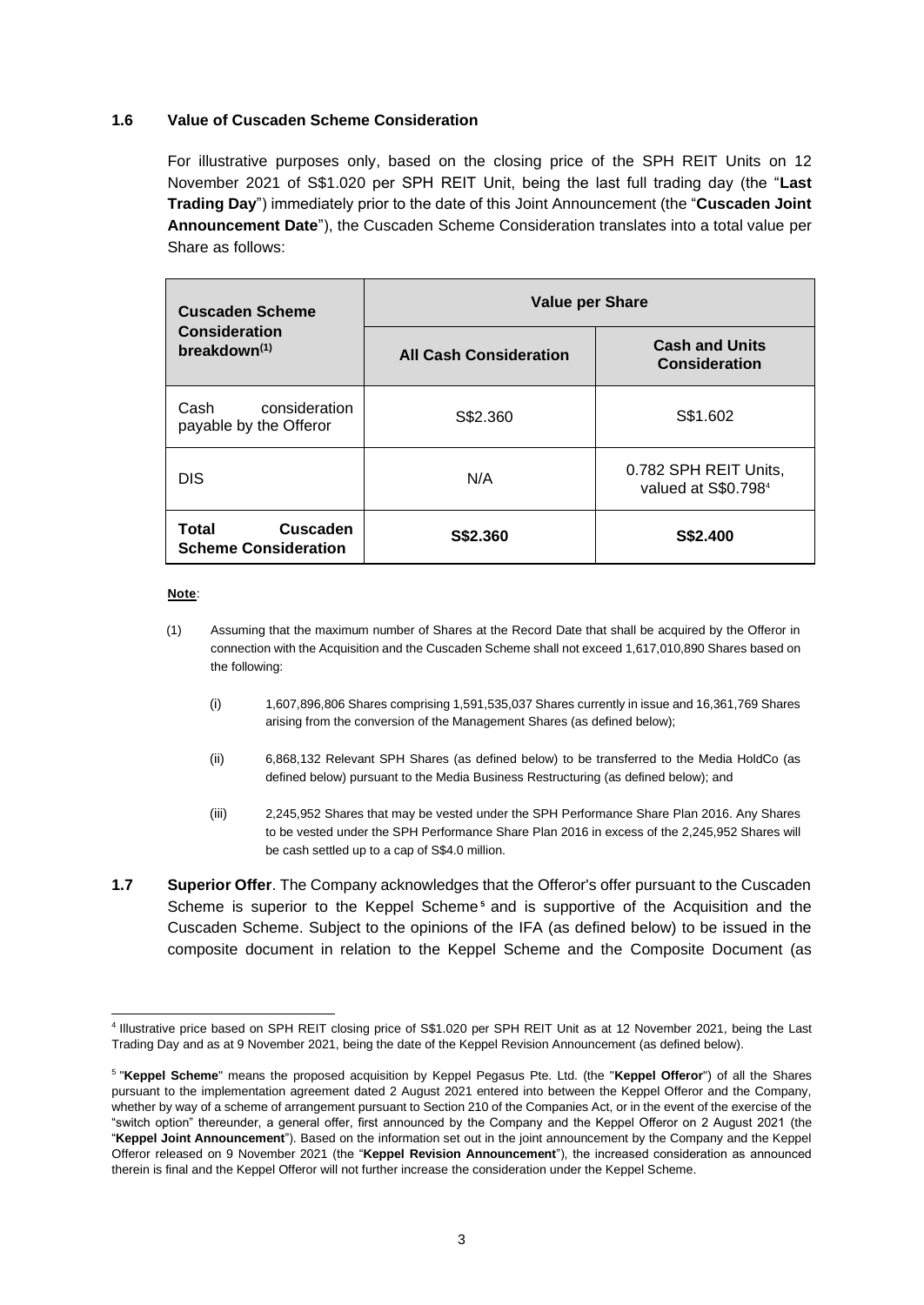### 1.6 Value of Cuscaden Scheme Consideration

For illustrative purposes only, based on the closing price of the SPH REIT Units on 12 November 2021 of S$1.020 per SPH REIT Unit, being the last full trading day (the "**Last Trading Day**") immediately prior to the date of this Joint Announcement (the "**Cuscaden Joint Announcement Date**"), the Cuscaden Scheme Consideration translates into a total value per Share as follows:

| **Cuscaden Scheme Consideration breakdown[(1)]** | **Value per Share** | |
|---|---|---|
| | **All Cash Consideration** | **Cash and Units Consideration** |
| Cash consideration payable by the Offeror | S$2.360 | S$1.602 |
| DIS | N/A | 0.782 SPH REIT Units, valued at S$0.798[4] |
| **Total Cuscaden Scheme Consideration** | **S$2.360** | **S$2.400** |

**Note**:

(1) Assuming that the maximum number of Shares at the Record Date that shall be acquired by the Offeror in connection with the Acquisition and the Cuscaden Scheme shall not exceed 1,617,010,890 Shares based on the following:

- (i) 1,607,896,806 Shares comprising 1,591,535,037 Shares currently in issue and 16,361,769 Shares arising from the conversion of the Management Shares (as defined below);
- (ii) 6,868,132 Relevant SPH Shares (as defined below) to be transferred to the Media HoldCo (as defined below) pursuant to the Media Business Restructuring (as defined below); and
- (iii) 2,245,952 Shares that may be vested under the SPH Performance Share Plan 2016. Any Shares to be vested under the SPH Performance Share Plan 2016 in excess of the 2,245,952 Shares will be cash settled up to a cap of S$4.0 million.

**1.7 Superior Offer**. The Company acknowledges that the Offeror's offer pursuant to the Cuscaden Scheme is superior to the Keppel Scheme[5] and is supportive of the Acquisition and the Cuscaden Scheme. Subject to the opinions of the IFA (as defined below) to be issued in the composite document in relation to the Keppel Scheme and the Composite Document (as

---

[4] Illustrative price based on SPH REIT closing price of S$1.020 per SPH REIT Unit as at 12 November 2021, being the Last Trading Day and as at 9 November 2021, being the date of the Keppel Revision Announcement (as defined below).

[5] "**Keppel Scheme**" means the proposed acquisition by Keppel Pegasus Pte. Ltd. (the "**Keppel Offeror**") of all the Shares pursuant to the implementation agreement dated 2 August 2021 entered into between the Keppel Offeror and the Company, whether by way of a scheme of arrangement pursuant to Section 210 of the Companies Act, or in the event of the exercise of the "switch option" thereunder, a general offer, first announced by the Company and the Keppel Offeror on 2 August 2021 (the "**Keppel Joint Announcement**"). Based on the information set out in the joint announcement by the Company and the Keppel Offeror released on 9 November 2021 (the "**Keppel Revision Announcement**"), the increased consideration as announced therein is final and the Keppel Offeror will not further increase the consideration under the Keppel Scheme.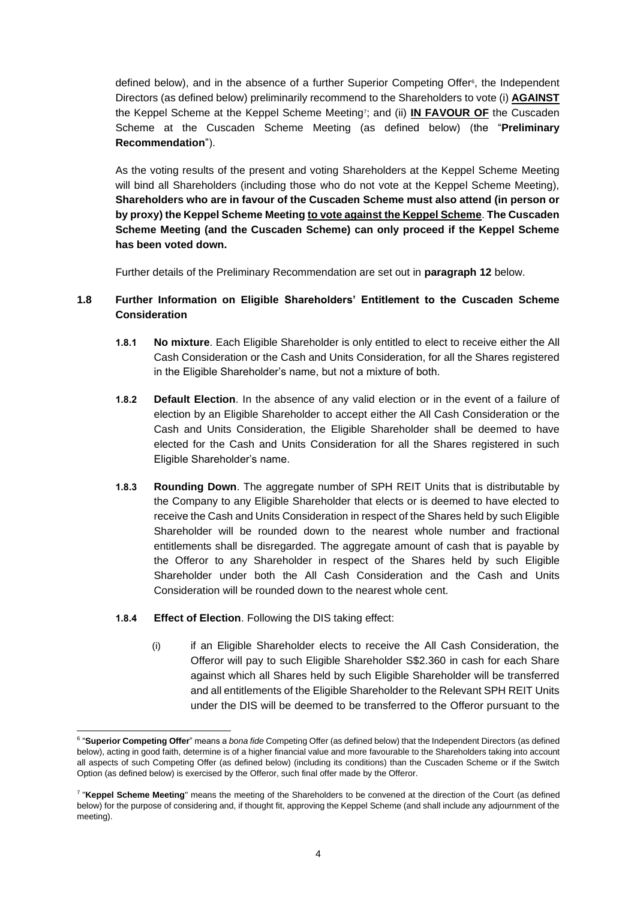defined below), and in the absence of a further Superior Competing Offer[6], the Independent Directors (as defined below) preliminarily recommend to the Shareholders to vote (i) **AGAINST** the Keppel Scheme at the Keppel Scheme Meeting[7]; and (ii) **IN FAVOUR OF** the Cuscaden Scheme at the Cuscaden Scheme Meeting (as defined below) (the "**Preliminary Recommendation**").

As the voting results of the present and voting Shareholders at the Keppel Scheme Meeting will bind all Shareholders (including those who do not vote at the Keppel Scheme Meeting), **Shareholders who are in favour of the Cuscaden Scheme must also attend (in person or by proxy) the Keppel Scheme Meeting to vote against the Keppel Scheme**. **The Cuscaden Scheme Meeting (and the Cuscaden Scheme) can only proceed if the Keppel Scheme has been voted down.**

Further details of the Preliminary Recommendation are set out in **paragraph 12** below.

### 1.8 Further Information on Eligible Shareholders' Entitlement to the Cuscaden Scheme Consideration

**1.8.1** **No mixture**. Each Eligible Shareholder is only entitled to elect to receive either the All Cash Consideration or the Cash and Units Consideration, for all the Shares registered in the Eligible Shareholder's name, but not a mixture of both.

**1.8.2** **Default Election**. In the absence of any valid election or in the event of a failure of election by an Eligible Shareholder to accept either the All Cash Consideration or the Cash and Units Consideration, the Eligible Shareholder shall be deemed to have elected for the Cash and Units Consideration for all the Shares registered in such Eligible Shareholder's name.

**1.8.3** **Rounding Down**. The aggregate number of SPH REIT Units that is distributable by the Company to any Eligible Shareholder that elects or is deemed to have elected to receive the Cash and Units Consideration in respect of the Shares held by such Eligible Shareholder will be rounded down to the nearest whole number and fractional entitlements shall be disregarded. The aggregate amount of cash that is payable by the Offeror to any Shareholder in respect of the Shares held by such Eligible Shareholder under both the All Cash Consideration and the Cash and Units Consideration will be rounded down to the nearest whole cent.

**1.8.4** **Effect of Election**. Following the DIS taking effect:

(i) if an Eligible Shareholder elects to receive the All Cash Consideration, the Offeror will pay to such Eligible Shareholder S$2.360 in cash for each Share against which all Shares held by such Eligible Shareholder will be transferred and all entitlements of the Eligible Shareholder to the Relevant SPH REIT Units under the DIS will be deemed to be transferred to the Offeror pursuant to the

---

[6] "**Superior Competing Offer**" means a *bona fide* Competing Offer (as defined below) that the Independent Directors (as defined below), acting in good faith, determine is of a higher financial value and more favourable to the Shareholders taking into account all aspects of such Competing Offer (as defined below) (including its conditions) than the Cuscaden Scheme or if the Switch Option (as defined below) is exercised by the Offeror, such final offer made by the Offeror.

[7] "**Keppel Scheme Meeting**" means the meeting of the Shareholders to be convened at the direction of the Court (as defined below) for the purpose of considering and, if thought fit, approving the Keppel Scheme (and shall include any adjournment of the meeting).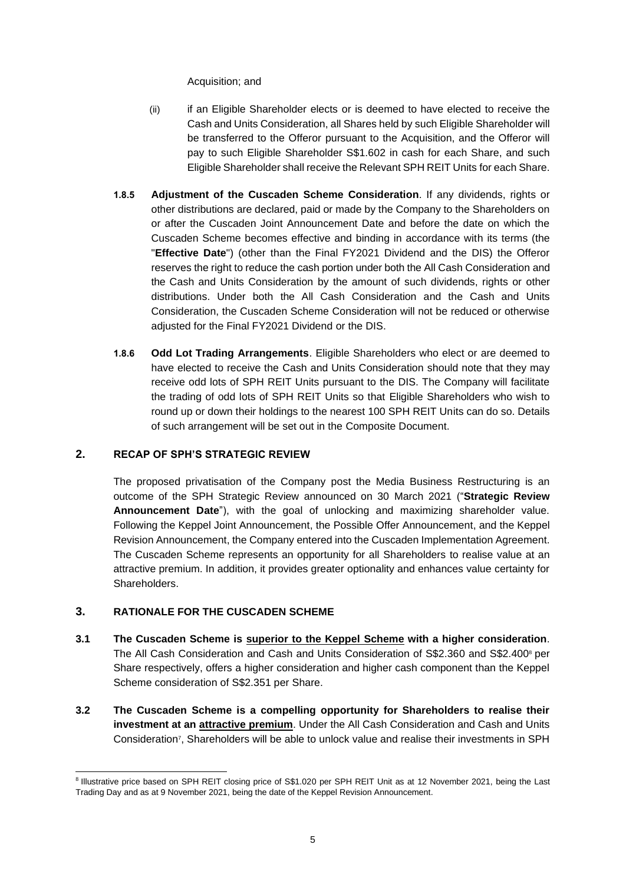Acquisition; and

(ii) if an Eligible Shareholder elects or is deemed to have elected to receive the Cash and Units Consideration, all Shares held by such Eligible Shareholder will be transferred to the Offeror pursuant to the Acquisition, and the Offeror will pay to such Eligible Shareholder S$1.602 in cash for each Share, and such Eligible Shareholder shall receive the Relevant SPH REIT Units for each Share.

**1.8.5 Adjustment of the Cuscaden Scheme Consideration**. If any dividends, rights or other distributions are declared, paid or made by the Company to the Shareholders on or after the Cuscaden Joint Announcement Date and before the date on which the Cuscaden Scheme becomes effective and binding in accordance with its terms (the "**Effective Date**") (other than the Final FY2021 Dividend and the DIS) the Offeror reserves the right to reduce the cash portion under both the All Cash Consideration and the Cash and Units Consideration by the amount of such dividends, rights or other distributions. Under both the All Cash Consideration and the Cash and Units Consideration, the Cuscaden Scheme Consideration will not be reduced or otherwise adjusted for the Final FY2021 Dividend or the DIS.

**1.8.6 Odd Lot Trading Arrangements**. Eligible Shareholders who elect or are deemed to have elected to receive the Cash and Units Consideration should note that they may receive odd lots of SPH REIT Units pursuant to the DIS. The Company will facilitate the trading of odd lots of SPH REIT Units so that Eligible Shareholders who wish to round up or down their holdings to the nearest 100 SPH REIT Units can do so. Details of such arrangement will be set out in the Composite Document.

## 2. RECAP OF SPH'S STRATEGIC REVIEW

The proposed privatisation of the Company post the Media Business Restructuring is an outcome of the SPH Strategic Review announced on 30 March 2021 ("**Strategic Review Announcement Date**"), with the goal of unlocking and maximizing shareholder value. Following the Keppel Joint Announcement, the Possible Offer Announcement, and the Keppel Revision Announcement, the Company entered into the Cuscaden Implementation Agreement. The Cuscaden Scheme represents an opportunity for all Shareholders to realise value at an attractive premium. In addition, it provides greater optionality and enhances value certainty for Shareholders.

## 3. RATIONALE FOR THE CUSCADEN SCHEME

**3.1 The Cuscaden Scheme is superior to the Keppel Scheme with a higher consideration**. The All Cash Consideration and Cash and Units Consideration of S$2.360 and S$2.400[8] per Share respectively, offers a higher consideration and higher cash component than the Keppel Scheme consideration of S$2.351 per Share.

**3.2 The Cuscaden Scheme is a compelling opportunity for Shareholders to realise their investment at an attractive premium**. Under the All Cash Consideration and Cash and Units Consideration[7], Shareholders will be able to unlock value and realise their investments in SPH

[8] Illustrative price based on SPH REIT closing price of S$1.020 per SPH REIT Unit as at 12 November 2021, being the Last Trading Day and as at 9 November 2021, being the date of the Keppel Revision Announcement.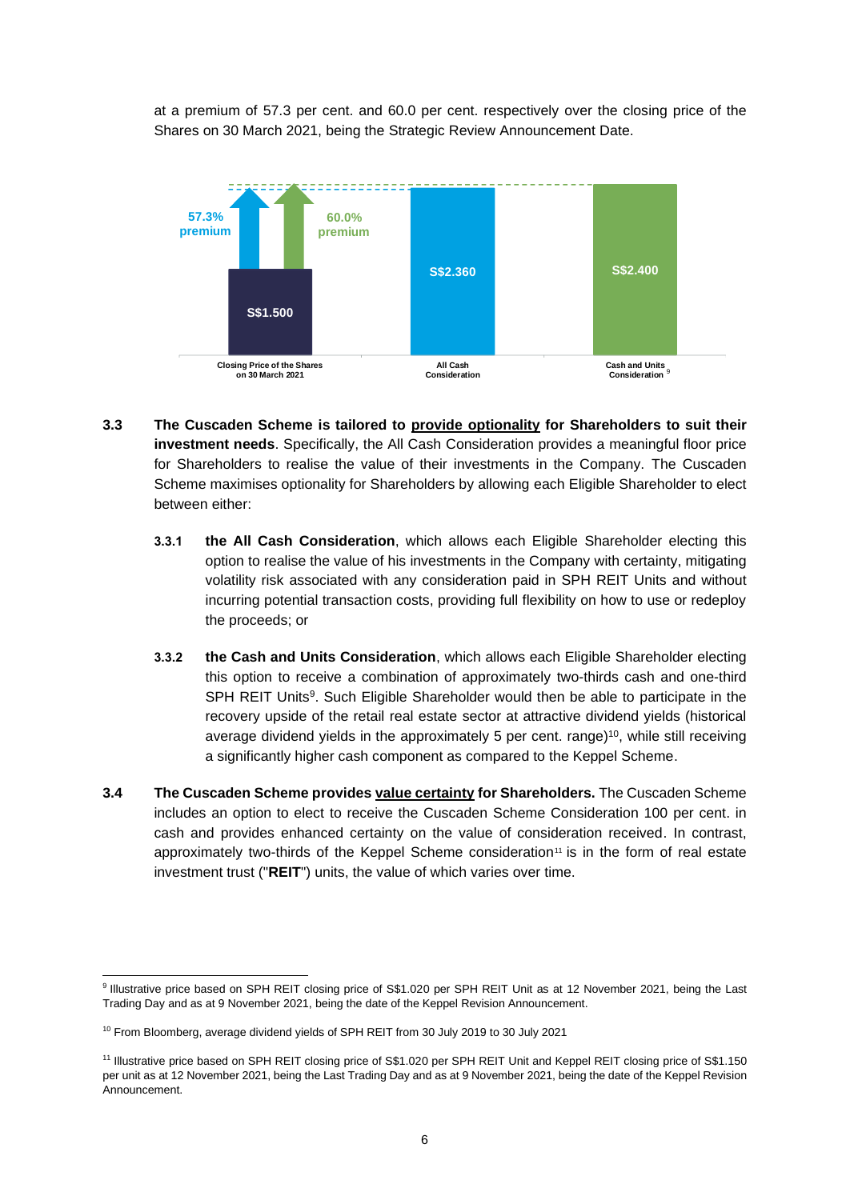at a premium of 57.3 per cent. and 60.0 per cent. respectively over the closing price of the Shares on 30 March 2021, being the Strategic Review Announcement Date.

| | Closing Price of the Shares on 30 March 2021 | All Cash Consideration | Cash and Units Consideration[9] |
|---|---|---|---|
| Price | S$1.500 | S$2.360 | S$2.400 |
| Premium | | 57.3% premium | 60.0% premium |

**3.3** **The Cuscaden Scheme is tailored to provide optionality for Shareholders to suit their investment needs**. Specifically, the All Cash Consideration provides a meaningful floor price for Shareholders to realise the value of their investments in the Company. The Cuscaden Scheme maximises optionality for Shareholders by allowing each Eligible Shareholder to elect between either:

**3.3.1** **the All Cash Consideration**, which allows each Eligible Shareholder electing this option to realise the value of his investments in the Company with certainty, mitigating volatility risk associated with any consideration paid in SPH REIT Units and without incurring potential transaction costs, providing full flexibility on how to use or redeploy the proceeds; or

**3.3.2** **the Cash and Units Consideration**, which allows each Eligible Shareholder electing this option to receive a combination of approximately two-thirds cash and one-third SPH REIT Units[9]. Such Eligible Shareholder would then be able to participate in the recovery upside of the retail real estate sector at attractive dividend yields (historical average dividend yields in the approximately 5 per cent. range)[10], while still receiving a significantly higher cash component as compared to the Keppel Scheme.

**3.4** **The Cuscaden Scheme provides value certainty for Shareholders.** The Cuscaden Scheme includes an option to elect to receive the Cuscaden Scheme Consideration 100 per cent. in cash and provides enhanced certainty on the value of consideration received. In contrast, approximately two-thirds of the Keppel Scheme consideration[11] is in the form of real estate investment trust ("**REIT**") units, the value of which varies over time.

---

[9] Illustrative price based on SPH REIT closing price of S$1.020 per SPH REIT Unit as at 12 November 2021, being the Last Trading Day and as at 9 November 2021, being the date of the Keppel Revision Announcement.

[10] From Bloomberg, average dividend yields of SPH REIT from 30 July 2019 to 30 July 2021

[11] Illustrative price based on SPH REIT closing price of S$1.020 per SPH REIT Unit and Keppel REIT closing price of S$1.150 per unit as at 12 November 2021, being the Last Trading Day and as at 9 November 2021, being the date of the Keppel Revision Announcement.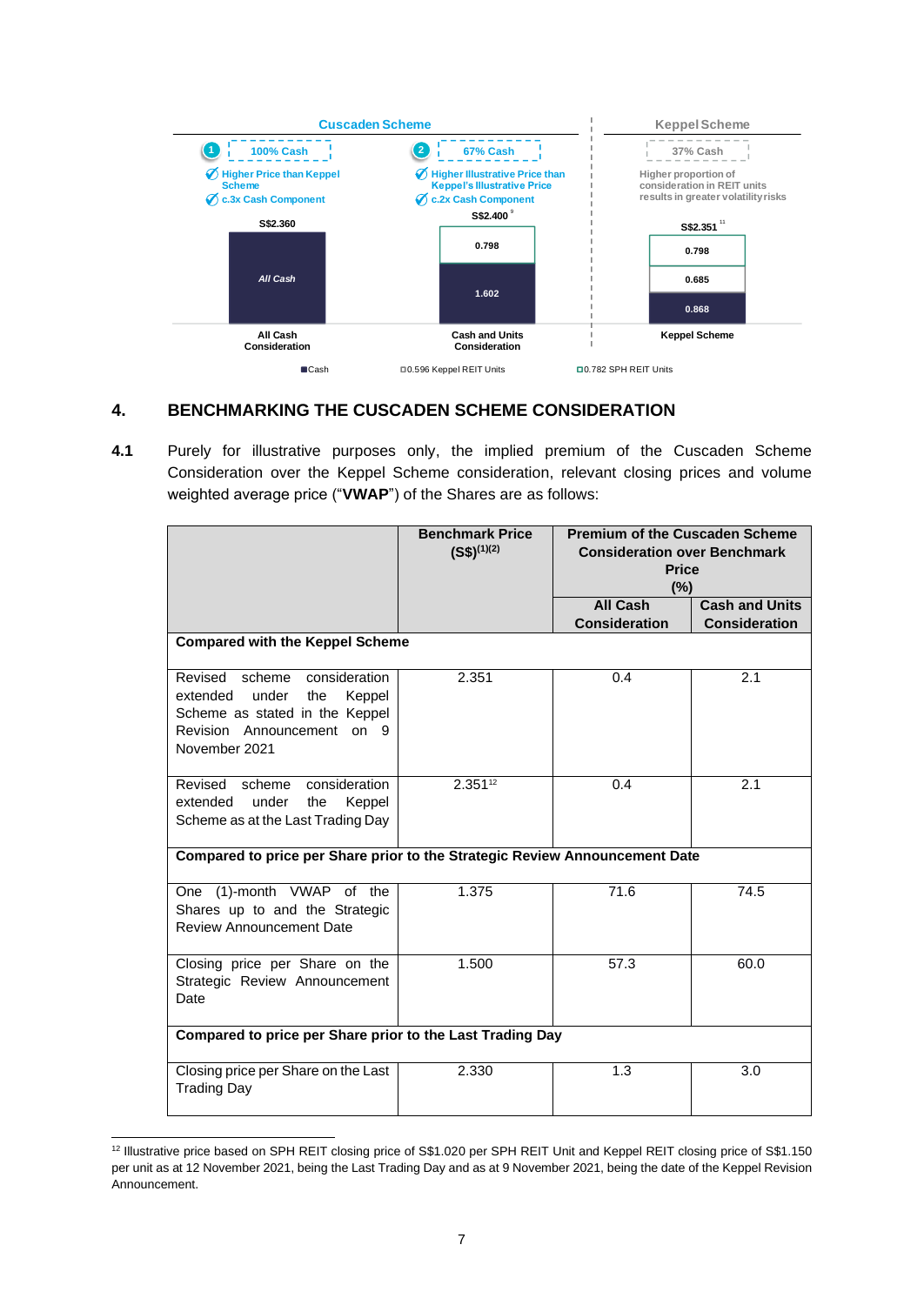**Cuscaden Scheme**

1 | 100% Cash
- Higher Price than Keppel Scheme
- c.3x Cash Component

2 | 67% Cash
- Higher Illustrative Price than Keppel's Illustrative Price
- c.2x Cash Component

**Keppel Scheme**

37% Cash

Higher proportion of consideration in REIT units results in greater volatility risks

| | All Cash Consideration | Cash and Units Consideration | Keppel Scheme |
|---|---|---|---|
| Total | S$2.360 | S$2.400[9] | S$2.351[11] |
| Cash | All Cash | 1.602 | 0.868 |
| 0.596 Keppel REIT Units | | 0.798 | 0.798 |
| 0.782 SPH REIT Units | | | 0.685 |

## 4. BENCHMARKING THE CUSCADEN SCHEME CONSIDERATION

**4.1** Purely for illustrative purposes only, the implied premium of the Cuscaden Scheme Consideration over the Keppel Scheme consideration, relevant closing prices and volume weighted average price ("**VWAP**") of the Shares are as follows:

| | Benchmark Price (S$)[(1)(2)] | Premium of the Cuscaden Scheme Consideration over Benchmark Price (%) | |
|---|---|---|---|
| | | All Cash Consideration | Cash and Units Consideration |
| **Compared with the Keppel Scheme** | | | |
| Revised scheme consideration extended under the Keppel Scheme as stated in the Keppel Revision Announcement on 9 November 2021 | 2.351 | 0.4 | 2.1 |
| Revised scheme consideration extended under the Keppel Scheme as at the Last Trading Day | 2.351[12] | 0.4 | 2.1 |
| **Compared to price per Share prior to the Strategic Review Announcement Date** | | | |
| One (1)-month VWAP of the Shares up to and the Strategic Review Announcement Date | 1.375 | 71.6 | 74.5 |
| Closing price per Share on the Strategic Review Announcement Date | 1.500 | 57.3 | 60.0 |
| **Compared to price per Share prior to the Last Trading Day** | | | |
| Closing price per Share on the Last Trading Day | 2.330 | 1.3 | 3.0 |

---

[12] Illustrative price based on SPH REIT closing price of S$1.020 per SPH REIT Unit and Keppel REIT closing price of S$1.150 per unit as at 12 November 2021, being the Last Trading Day and as at 9 November 2021, being the date of the Keppel Revision Announcement.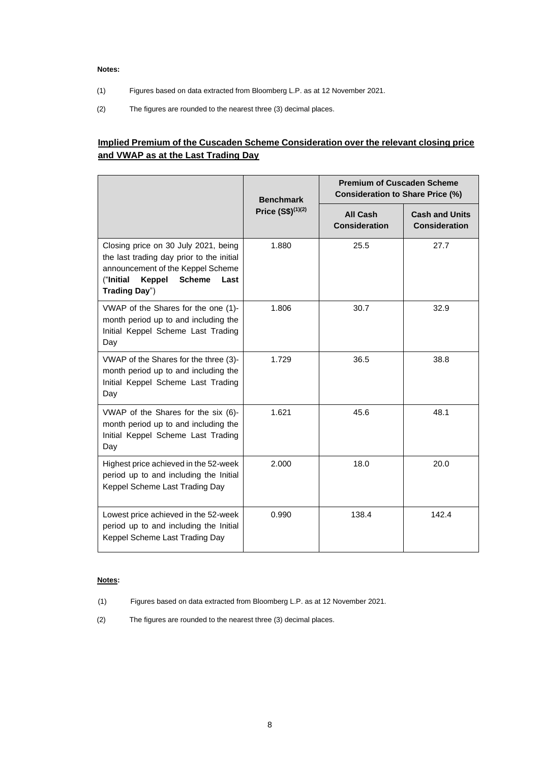**Notes:**

(1) Figures based on data extracted from Bloomberg L.P. as at 12 November 2021.

(2) The figures are rounded to the nearest three (3) decimal places.

**Implied Premium of the Cuscaden Scheme Consideration over the relevant closing price and VWAP as at the Last Trading Day**

| | Benchmark Price (S$)(1)(2) | Premium of Cuscaden Scheme Consideration to Share Price (%) | |
|---|---|---|---|
| | | **All Cash Consideration** | **Cash and Units Consideration** |
| Closing price on 30 July 2021, being the last trading day prior to the initial announcement of the Keppel Scheme ("**Initial Keppel Scheme Last Trading Day**") | 1.880 | 25.5 | 27.7 |
| VWAP of the Shares for the one (1)-month period up to and including the Initial Keppel Scheme Last Trading Day | 1.806 | 30.7 | 32.9 |
| VWAP of the Shares for the three (3)-month period up to and including the Initial Keppel Scheme Last Trading Day | 1.729 | 36.5 | 38.8 |
| VWAP of the Shares for the six (6)-month period up to and including the Initial Keppel Scheme Last Trading Day | 1.621 | 45.6 | 48.1 |
| Highest price achieved in the 52-week period up to and including the Initial Keppel Scheme Last Trading Day | 2.000 | 18.0 | 20.0 |
| Lowest price achieved in the 52-week period up to and including the Initial Keppel Scheme Last Trading Day | 0.990 | 138.4 | 142.4 |

**Notes:**

(1) Figures based on data extracted from Bloomberg L.P. as at 12 November 2021.

(2) The figures are rounded to the nearest three (3) decimal places.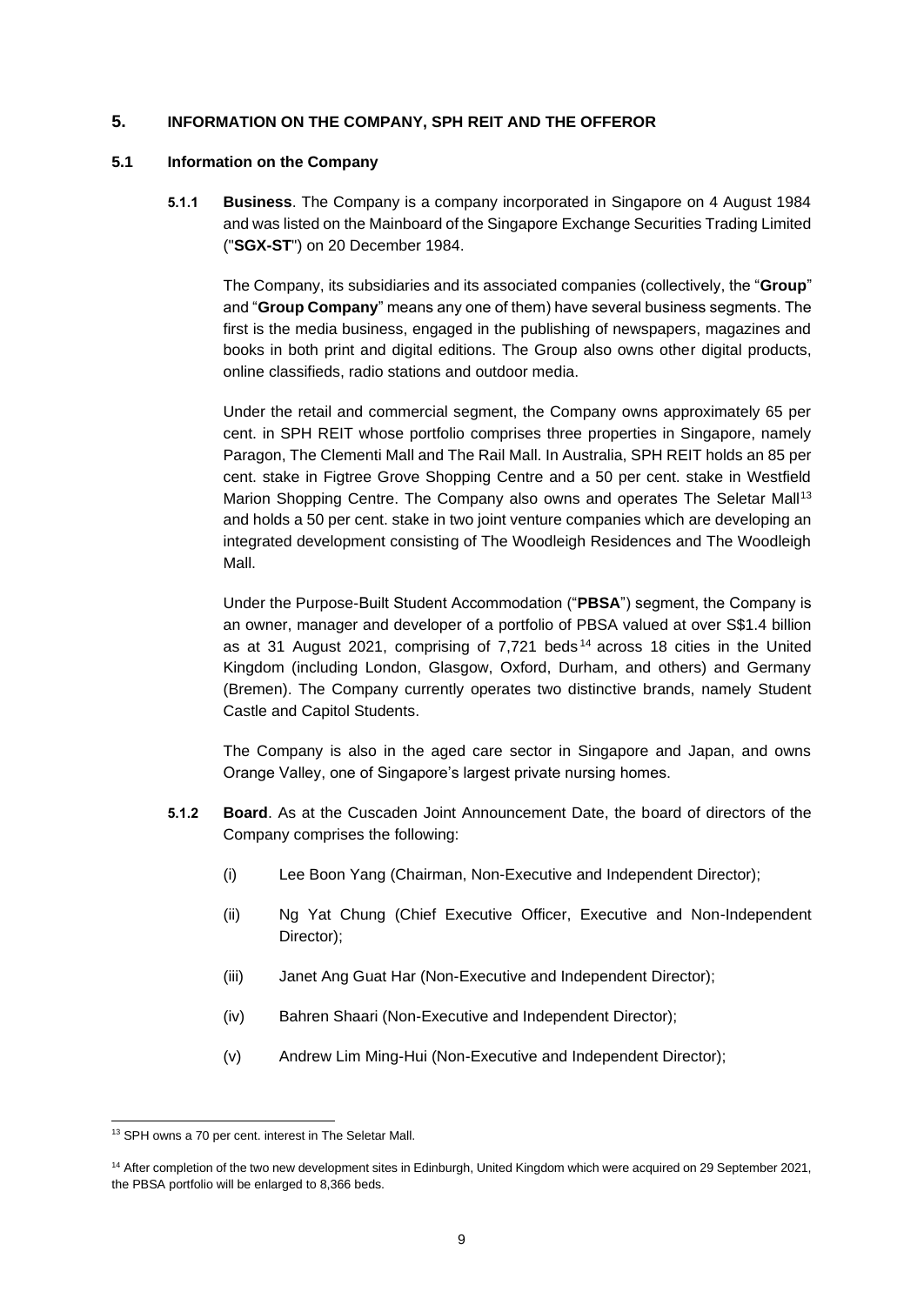## 5. INFORMATION ON THE COMPANY, SPH REIT AND THE OFFEROR

### 5.1 Information on the Company

**5.1.1** **Business**. The Company is a company incorporated in Singapore on 4 August 1984 and was listed on the Mainboard of the Singapore Exchange Securities Trading Limited ("**SGX-ST**") on 20 December 1984.

The Company, its subsidiaries and its associated companies (collectively, the "**Group**" and "**Group Company**" means any one of them) have several business segments. The first is the media business, engaged in the publishing of newspapers, magazines and books in both print and digital editions. The Group also owns other digital products, online classifieds, radio stations and outdoor media.

Under the retail and commercial segment, the Company owns approximately 65 per cent. in SPH REIT whose portfolio comprises three properties in Singapore, namely Paragon, The Clementi Mall and The Rail Mall. In Australia, SPH REIT holds an 85 per cent. stake in Figtree Grove Shopping Centre and a 50 per cent. stake in Westfield Marion Shopping Centre. The Company also owns and operates The Seletar Mall[13] and holds a 50 per cent. stake in two joint venture companies which are developing an integrated development consisting of The Woodleigh Residences and The Woodleigh Mall.

Under the Purpose-Built Student Accommodation ("**PBSA**") segment, the Company is an owner, manager and developer of a portfolio of PBSA valued at over S$1.4 billion as at 31 August 2021, comprising of 7,721 beds[14] across 18 cities in the United Kingdom (including London, Glasgow, Oxford, Durham, and others) and Germany (Bremen). The Company currently operates two distinctive brands, namely Student Castle and Capitol Students.

The Company is also in the aged care sector in Singapore and Japan, and owns Orange Valley, one of Singapore's largest private nursing homes.

**5.1.2** **Board**. As at the Cuscaden Joint Announcement Date, the board of directors of the Company comprises the following:

(i) Lee Boon Yang (Chairman, Non-Executive and Independent Director);

(ii) Ng Yat Chung (Chief Executive Officer, Executive and Non-Independent Director);

(iii) Janet Ang Guat Har (Non-Executive and Independent Director);

(iv) Bahren Shaari (Non-Executive and Independent Director);

(v) Andrew Lim Ming-Hui (Non-Executive and Independent Director);

---

[13] SPH owns a 70 per cent. interest in The Seletar Mall.

[14] After completion of the two new development sites in Edinburgh, United Kingdom which were acquired on 29 September 2021, the PBSA portfolio will be enlarged to 8,366 beds.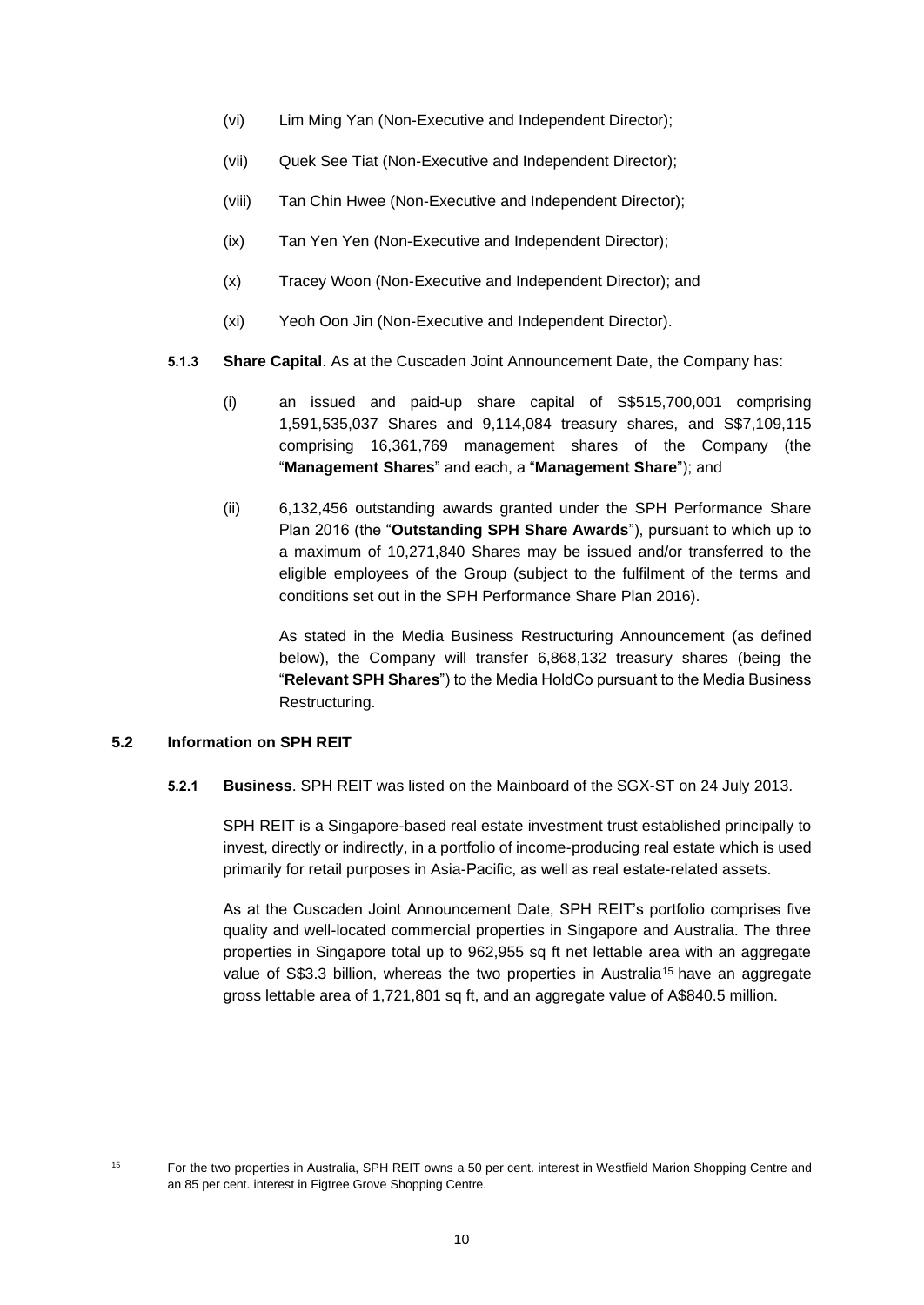(vi) Lim Ming Yan (Non-Executive and Independent Director);

(vii) Quek See Tiat (Non-Executive and Independent Director);

(viii) Tan Chin Hwee (Non-Executive and Independent Director);

(ix) Tan Yen Yen (Non-Executive and Independent Director);

(x) Tracey Woon (Non-Executive and Independent Director); and

(xi) Yeoh Oon Jin (Non-Executive and Independent Director).

**5.1.3 Share Capital**. As at the Cuscaden Joint Announcement Date, the Company has:

(i) an issued and paid-up share capital of S$515,700,001 comprising 1,591,535,037 Shares and 9,114,084 treasury shares, and S$7,109,115 comprising 16,361,769 management shares of the Company (the "**Management Shares**" and each, a "**Management Share**"); and

(ii) 6,132,456 outstanding awards granted under the SPH Performance Share Plan 2016 (the "**Outstanding SPH Share Awards**"), pursuant to which up to a maximum of 10,271,840 Shares may be issued and/or transferred to the eligible employees of the Group (subject to the fulfilment of the terms and conditions set out in the SPH Performance Share Plan 2016).

As stated in the Media Business Restructuring Announcement (as defined below), the Company will transfer 6,868,132 treasury shares (being the "**Relevant SPH Shares**") to the Media HoldCo pursuant to the Media Business Restructuring.

## 5.2 Information on SPH REIT

**5.2.1 Business**. SPH REIT was listed on the Mainboard of the SGX-ST on 24 July 2013.

SPH REIT is a Singapore-based real estate investment trust established principally to invest, directly or indirectly, in a portfolio of income-producing real estate which is used primarily for retail purposes in Asia-Pacific, as well as real estate-related assets.

As at the Cuscaden Joint Announcement Date, SPH REIT's portfolio comprises five quality and well-located commercial properties in Singapore and Australia. The three properties in Singapore total up to 962,955 sq ft net lettable area with an aggregate value of S$3.3 billion, whereas the two properties in Australia[15] have an aggregate gross lettable area of 1,721,801 sq ft, and an aggregate value of A$840.5 million.

---

[15] For the two properties in Australia, SPH REIT owns a 50 per cent. interest in Westfield Marion Shopping Centre and an 85 per cent. interest in Figtree Grove Shopping Centre.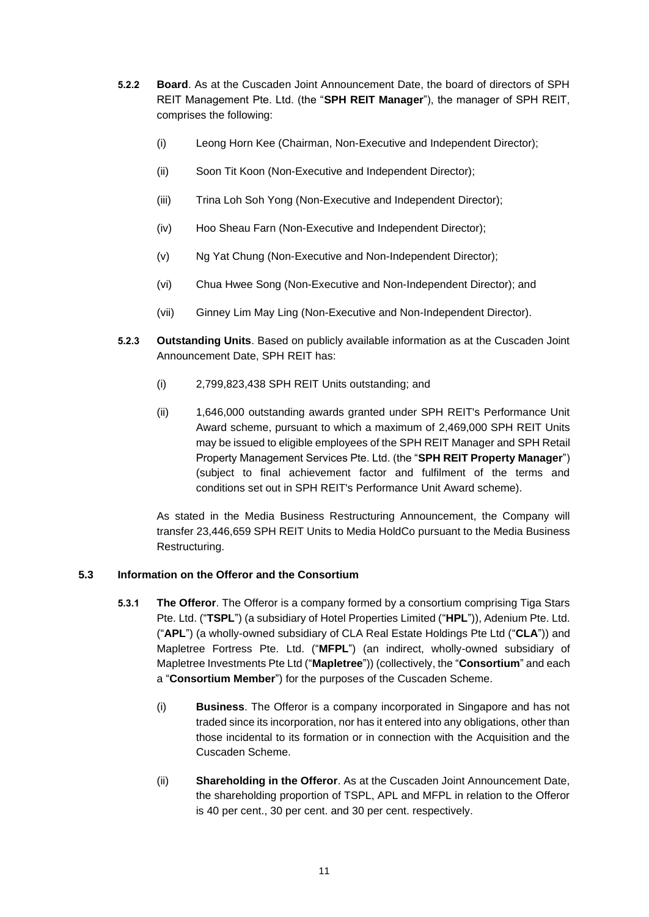**5.2.2** **Board**. As at the Cuscaden Joint Announcement Date, the board of directors of SPH REIT Management Pte. Ltd. (the "**SPH REIT Manager**"), the manager of SPH REIT, comprises the following:

(i) Leong Horn Kee (Chairman, Non-Executive and Independent Director);

(ii) Soon Tit Koon (Non-Executive and Independent Director);

(iii) Trina Loh Soh Yong (Non-Executive and Independent Director);

(iv) Hoo Sheau Farn (Non-Executive and Independent Director);

(v) Ng Yat Chung (Non-Executive and Non-Independent Director);

(vi) Chua Hwee Song (Non-Executive and Non-Independent Director); and

(vii) Ginney Lim May Ling (Non-Executive and Non-Independent Director).

**5.2.3** **Outstanding Units**. Based on publicly available information as at the Cuscaden Joint Announcement Date, SPH REIT has:

(i) 2,799,823,438 SPH REIT Units outstanding; and

(ii) 1,646,000 outstanding awards granted under SPH REIT's Performance Unit Award scheme, pursuant to which a maximum of 2,469,000 SPH REIT Units may be issued to eligible employees of the SPH REIT Manager and SPH Retail Property Management Services Pte. Ltd. (the "**SPH REIT Property Manager**") (subject to final achievement factor and fulfilment of the terms and conditions set out in SPH REIT's Performance Unit Award scheme).

As stated in the Media Business Restructuring Announcement, the Company will transfer 23,446,659 SPH REIT Units to Media HoldCo pursuant to the Media Business Restructuring.

### 5.3 Information on the Offeror and the Consortium

**5.3.1** **The Offeror**. The Offeror is a company formed by a consortium comprising Tiga Stars Pte. Ltd. ("**TSPL**") (a subsidiary of Hotel Properties Limited ("**HPL**")), Adenium Pte. Ltd. ("**APL**") (a wholly-owned subsidiary of CLA Real Estate Holdings Pte Ltd ("**CLA**")) and Mapletree Fortress Pte. Ltd. ("**MFPL**") (an indirect, wholly-owned subsidiary of Mapletree Investments Pte Ltd ("**Mapletree**")) (collectively, the "**Consortium**" and each a "**Consortium Member**") for the purposes of the Cuscaden Scheme.

(i) **Business**. The Offeror is a company incorporated in Singapore and has not traded since its incorporation, nor has it entered into any obligations, other than those incidental to its formation or in connection with the Acquisition and the Cuscaden Scheme.

(ii) **Shareholding in the Offeror**. As at the Cuscaden Joint Announcement Date, the shareholding proportion of TSPL, APL and MFPL in relation to the Offeror is 40 per cent., 30 per cent. and 30 per cent. respectively.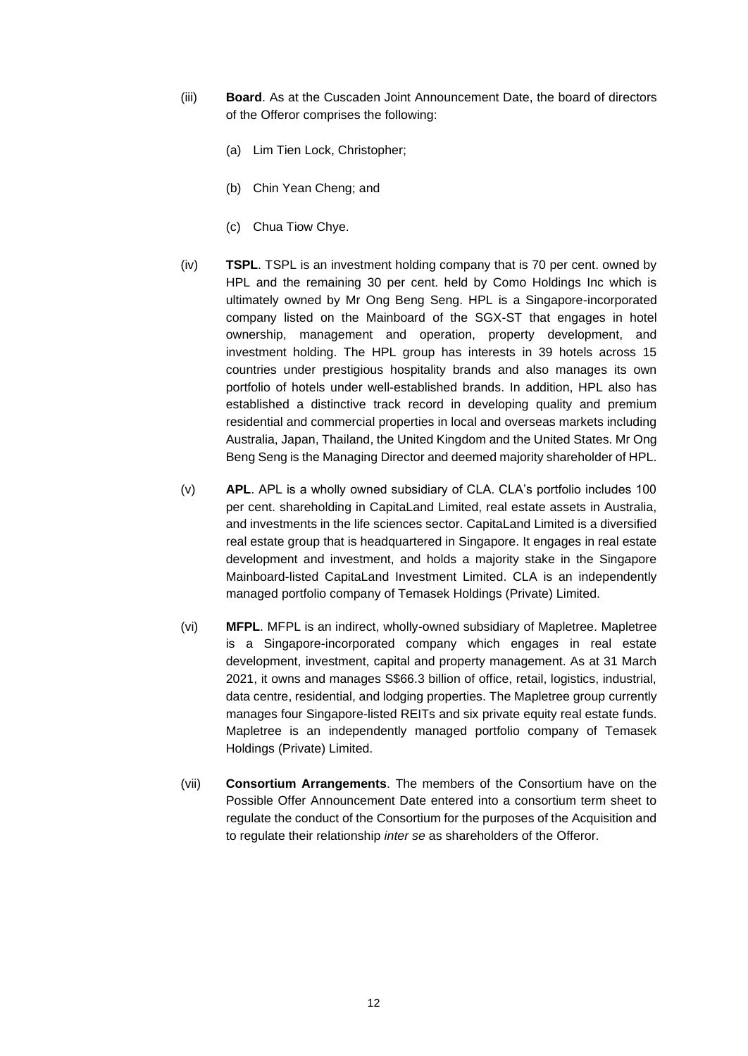(iii) **Board**. As at the Cuscaden Joint Announcement Date, the board of directors of the Offeror comprises the following:

(a) Lim Tien Lock, Christopher;

(b) Chin Yean Cheng; and

(c) Chua Tiow Chye.

(iv) **TSPL**. TSPL is an investment holding company that is 70 per cent. owned by HPL and the remaining 30 per cent. held by Como Holdings Inc which is ultimately owned by Mr Ong Beng Seng. HPL is a Singapore-incorporated company listed on the Mainboard of the SGX-ST that engages in hotel ownership, management and operation, property development, and investment holding. The HPL group has interests in 39 hotels across 15 countries under prestigious hospitality brands and also manages its own portfolio of hotels under well-established brands. In addition, HPL also has established a distinctive track record in developing quality and premium residential and commercial properties in local and overseas markets including Australia, Japan, Thailand, the United Kingdom and the United States. Mr Ong Beng Seng is the Managing Director and deemed majority shareholder of HPL.

(v) **APL**. APL is a wholly owned subsidiary of CLA. CLA's portfolio includes 100 per cent. shareholding in CapitaLand Limited, real estate assets in Australia, and investments in the life sciences sector. CapitaLand Limited is a diversified real estate group that is headquartered in Singapore. It engages in real estate development and investment, and holds a majority stake in the Singapore Mainboard-listed CapitaLand Investment Limited. CLA is an independently managed portfolio company of Temasek Holdings (Private) Limited.

(vi) **MFPL**. MFPL is an indirect, wholly-owned subsidiary of Mapletree. Mapletree is a Singapore-incorporated company which engages in real estate development, investment, capital and property management. As at 31 March 2021, it owns and manages S$66.3 billion of office, retail, logistics, industrial, data centre, residential, and lodging properties. The Mapletree group currently manages four Singapore-listed REITs and six private equity real estate funds. Mapletree is an independently managed portfolio company of Temasek Holdings (Private) Limited.

(vii) **Consortium Arrangements**. The members of the Consortium have on the Possible Offer Announcement Date entered into a consortium term sheet to regulate the conduct of the Consortium for the purposes of the Acquisition and to regulate their relationship *inter se* as shareholders of the Offeror.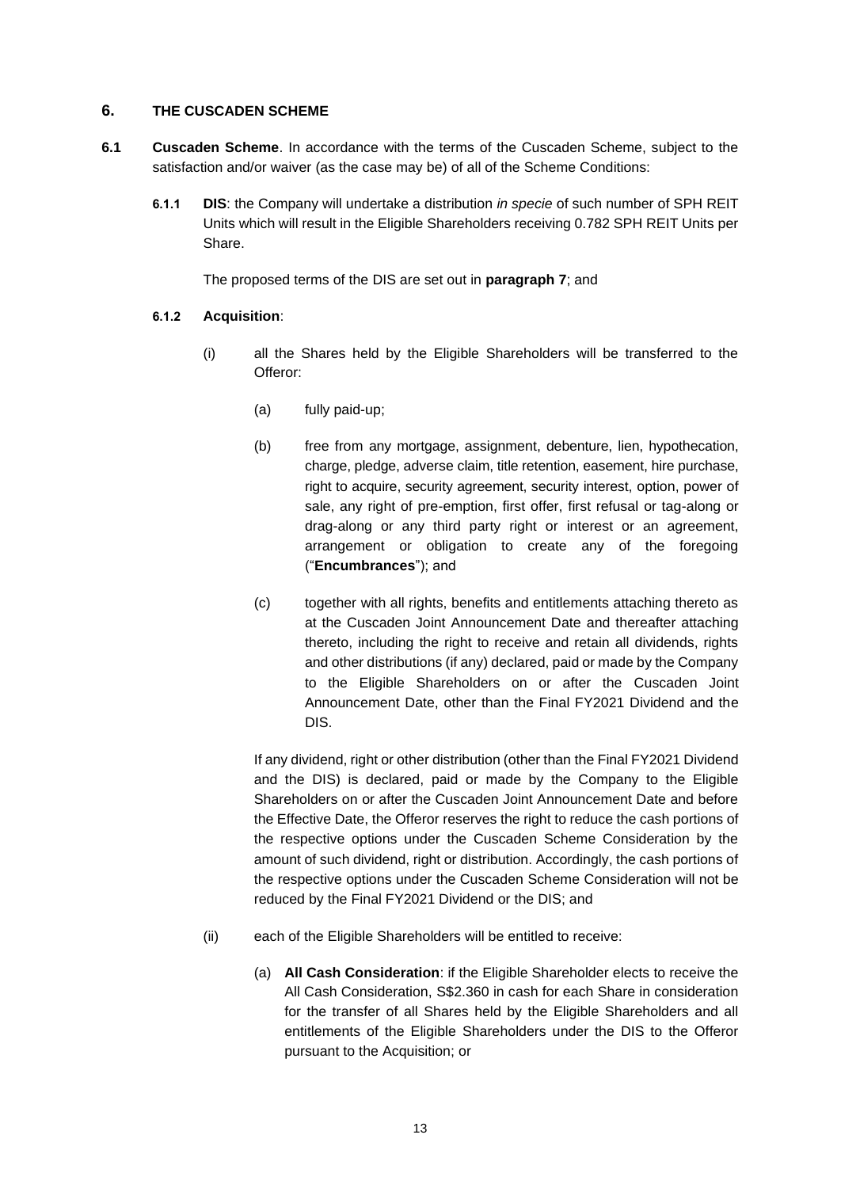## 6. THE CUSCADEN SCHEME

**6.1** **Cuscaden Scheme**. In accordance with the terms of the Cuscaden Scheme, subject to the satisfaction and/or waiver (as the case may be) of all of the Scheme Conditions:

**6.1.1** **DIS**: the Company will undertake a distribution *in specie* of such number of SPH REIT Units which will result in the Eligible Shareholders receiving 0.782 SPH REIT Units per Share.

The proposed terms of the DIS are set out in **paragraph 7**; and

**6.1.2** **Acquisition**:

(i) all the Shares held by the Eligible Shareholders will be transferred to the Offeror:

(a) fully paid-up;

(b) free from any mortgage, assignment, debenture, lien, hypothecation, charge, pledge, adverse claim, title retention, easement, hire purchase, right to acquire, security agreement, security interest, option, power of sale, any right of pre-emption, first offer, first refusal or tag-along or drag-along or any third party right or interest or an agreement, arrangement or obligation to create any of the foregoing ("**Encumbrances**"); and

(c) together with all rights, benefits and entitlements attaching thereto as at the Cuscaden Joint Announcement Date and thereafter attaching thereto, including the right to receive and retain all dividends, rights and other distributions (if any) declared, paid or made by the Company to the Eligible Shareholders on or after the Cuscaden Joint Announcement Date, other than the Final FY2021 Dividend and the DIS.

If any dividend, right or other distribution (other than the Final FY2021 Dividend and the DIS) is declared, paid or made by the Company to the Eligible Shareholders on or after the Cuscaden Joint Announcement Date and before the Effective Date, the Offeror reserves the right to reduce the cash portions of the respective options under the Cuscaden Scheme Consideration by the amount of such dividend, right or distribution. Accordingly, the cash portions of the respective options under the Cuscaden Scheme Consideration will not be reduced by the Final FY2021 Dividend or the DIS; and

(ii) each of the Eligible Shareholders will be entitled to receive:

(a) **All Cash Consideration**: if the Eligible Shareholder elects to receive the All Cash Consideration, S$2.360 in cash for each Share in consideration for the transfer of all Shares held by the Eligible Shareholders and all entitlements of the Eligible Shareholders under the DIS to the Offeror pursuant to the Acquisition; or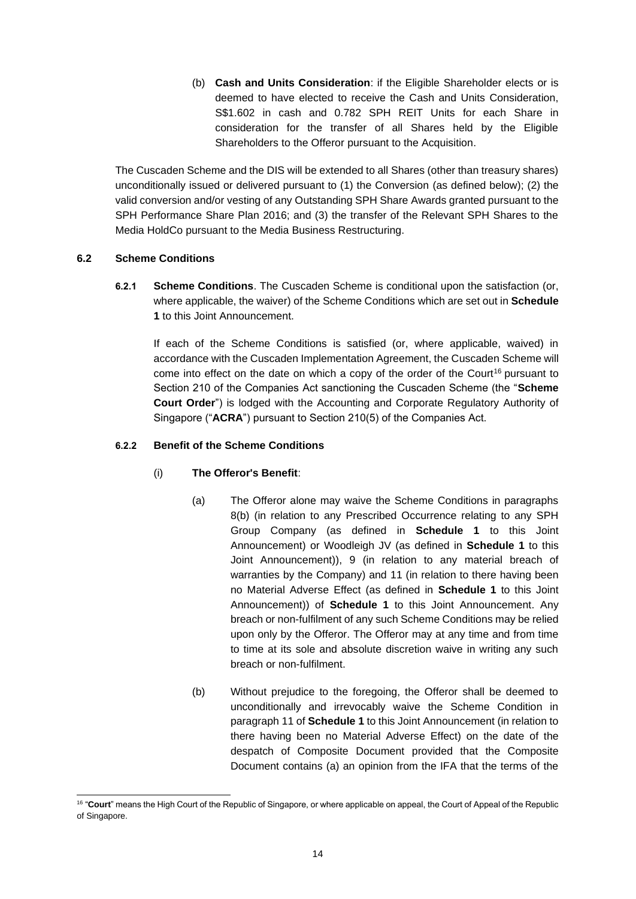(b) **Cash and Units Consideration**: if the Eligible Shareholder elects or is deemed to have elected to receive the Cash and Units Consideration, S$1.602 in cash and 0.782 SPH REIT Units for each Share in consideration for the transfer of all Shares held by the Eligible Shareholders to the Offeror pursuant to the Acquisition.

The Cuscaden Scheme and the DIS will be extended to all Shares (other than treasury shares) unconditionally issued or delivered pursuant to (1) the Conversion (as defined below); (2) the valid conversion and/or vesting of any Outstanding SPH Share Awards granted pursuant to the SPH Performance Share Plan 2016; and (3) the transfer of the Relevant SPH Shares to the Media HoldCo pursuant to the Media Business Restructuring.

### 6.2 Scheme Conditions

**6.2.1 Scheme Conditions**. The Cuscaden Scheme is conditional upon the satisfaction (or, where applicable, the waiver) of the Scheme Conditions which are set out in **Schedule 1** to this Joint Announcement.

If each of the Scheme Conditions is satisfied (or, where applicable, waived) in accordance with the Cuscaden Implementation Agreement, the Cuscaden Scheme will come into effect on the date on which a copy of the order of the Court[16] pursuant to Section 210 of the Companies Act sanctioning the Cuscaden Scheme (the "**Scheme Court Order**") is lodged with the Accounting and Corporate Regulatory Authority of Singapore ("**ACRA**") pursuant to Section 210(5) of the Companies Act.

#### 6.2.2 Benefit of the Scheme Conditions

(i) **The Offeror's Benefit**:

(a) The Offeror alone may waive the Scheme Conditions in paragraphs 8(b) (in relation to any Prescribed Occurrence relating to any SPH Group Company (as defined in **Schedule 1** to this Joint Announcement) or Woodleigh JV (as defined in **Schedule 1** to this Joint Announcement)), 9 (in relation to any material breach of warranties by the Company) and 11 (in relation to there having been no Material Adverse Effect (as defined in **Schedule 1** to this Joint Announcement)) of **Schedule 1** to this Joint Announcement. Any breach or non-fulfilment of any such Scheme Conditions may be relied upon only by the Offeror. The Offeror may at any time and from time to time at its sole and absolute discretion waive in writing any such breach or non-fulfilment.

(b) Without prejudice to the foregoing, the Offeror shall be deemed to unconditionally and irrevocably waive the Scheme Condition in paragraph 11 of **Schedule 1** to this Joint Announcement (in relation to there having been no Material Adverse Effect) on the date of the despatch of Composite Document provided that the Composite Document contains (a) an opinion from the IFA that the terms of the

---

[16] "**Court**" means the High Court of the Republic of Singapore, or where applicable on appeal, the Court of Appeal of the Republic of Singapore.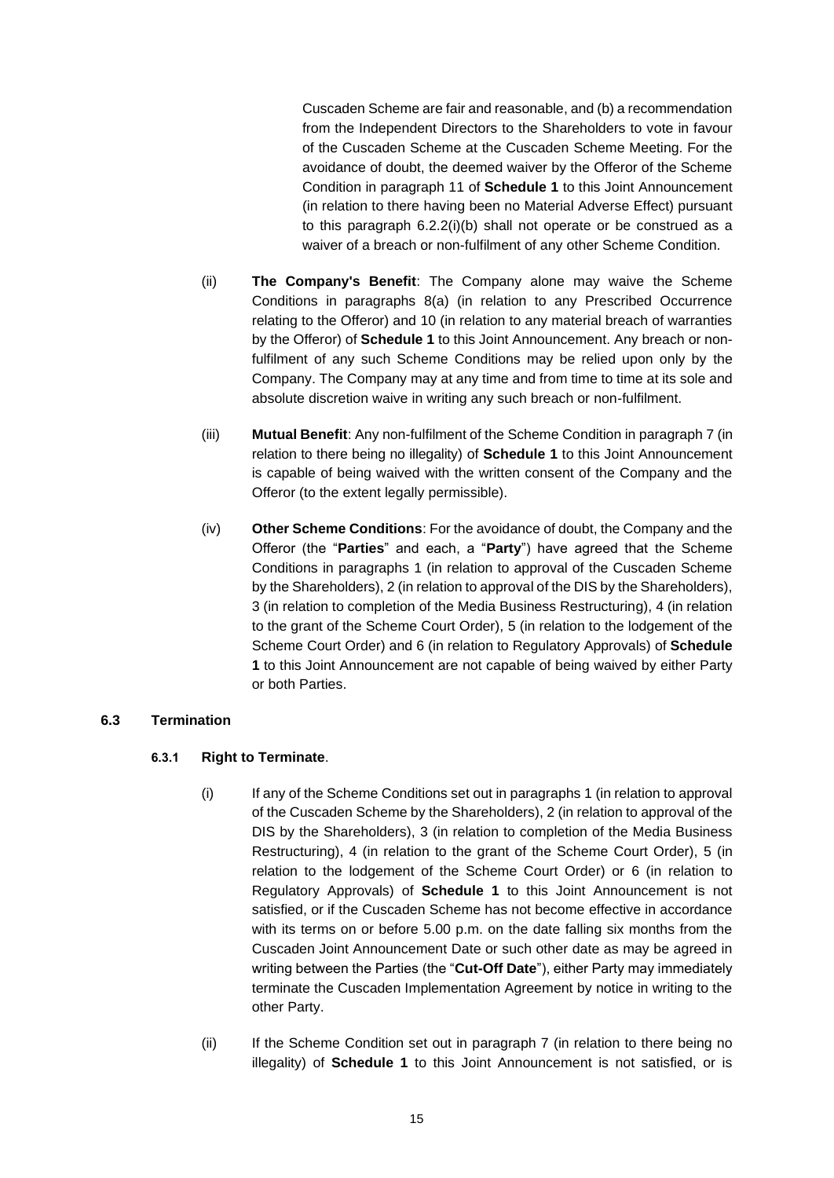Cuscaden Scheme are fair and reasonable, and (b) a recommendation from the Independent Directors to the Shareholders to vote in favour of the Cuscaden Scheme at the Cuscaden Scheme Meeting. For the avoidance of doubt, the deemed waiver by the Offeror of the Scheme Condition in paragraph 11 of **Schedule 1** to this Joint Announcement (in relation to there having been no Material Adverse Effect) pursuant to this paragraph 6.2.2(i)(b) shall not operate or be construed as a waiver of a breach or non-fulfilment of any other Scheme Condition.

(ii) **The Company's Benefit**: The Company alone may waive the Scheme Conditions in paragraphs 8(a) (in relation to any Prescribed Occurrence relating to the Offeror) and 10 (in relation to any material breach of warranties by the Offeror) of **Schedule 1** to this Joint Announcement. Any breach or non-fulfilment of any such Scheme Conditions may be relied upon only by the Company. The Company may at any time and from time to time at its sole and absolute discretion waive in writing any such breach or non-fulfilment.

(iii) **Mutual Benefit**: Any non-fulfilment of the Scheme Condition in paragraph 7 (in relation to there being no illegality) of **Schedule 1** to this Joint Announcement is capable of being waived with the written consent of the Company and the Offeror (to the extent legally permissible).

(iv) **Other Scheme Conditions**: For the avoidance of doubt, the Company and the Offeror (the "**Parties**" and each, a "**Party**") have agreed that the Scheme Conditions in paragraphs 1 (in relation to approval of the Cuscaden Scheme by the Shareholders), 2 (in relation to approval of the DIS by the Shareholders), 3 (in relation to completion of the Media Business Restructuring), 4 (in relation to the grant of the Scheme Court Order), 5 (in relation to the lodgement of the Scheme Court Order) and 6 (in relation to Regulatory Approvals) of **Schedule 1** to this Joint Announcement are not capable of being waived by either Party or both Parties.

### 6.3 Termination

#### 6.3.1 Right to Terminate.

(i) If any of the Scheme Conditions set out in paragraphs 1 (in relation to approval of the Cuscaden Scheme by the Shareholders), 2 (in relation to approval of the DIS by the Shareholders), 3 (in relation to completion of the Media Business Restructuring), 4 (in relation to the grant of the Scheme Court Order), 5 (in relation to the lodgement of the Scheme Court Order) or 6 (in relation to Regulatory Approvals) of **Schedule 1** to this Joint Announcement is not satisfied, or if the Cuscaden Scheme has not become effective in accordance with its terms on or before 5.00 p.m. on the date falling six months from the Cuscaden Joint Announcement Date or such other date as may be agreed in writing between the Parties (the "**Cut-Off Date**"), either Party may immediately terminate the Cuscaden Implementation Agreement by notice in writing to the other Party.

(ii) If the Scheme Condition set out in paragraph 7 (in relation to there being no illegality) of **Schedule 1** to this Joint Announcement is not satisfied, or is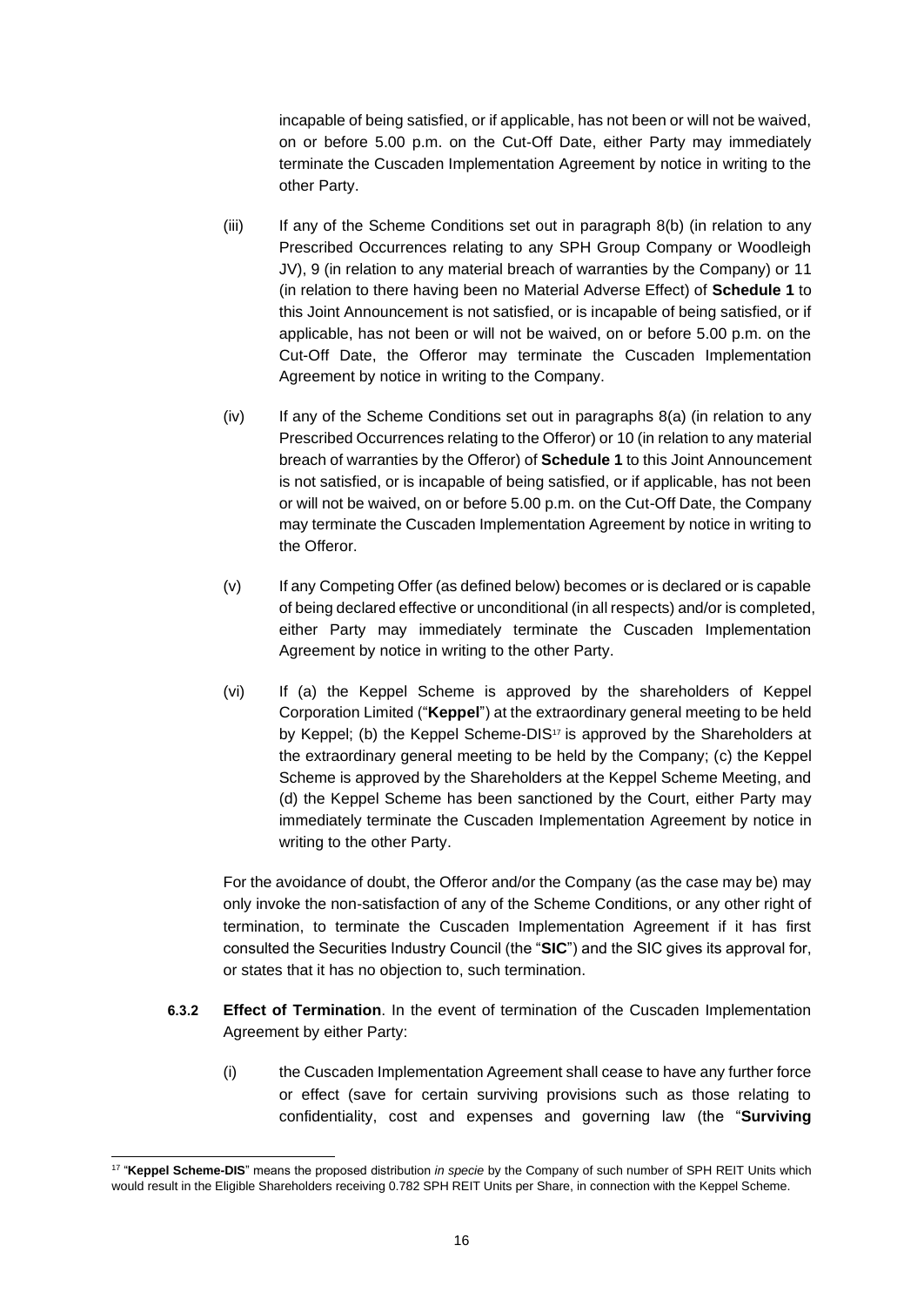incapable of being satisfied, or if applicable, has not been or will not be waived, on or before 5.00 p.m. on the Cut-Off Date, either Party may immediately terminate the Cuscaden Implementation Agreement by notice in writing to the other Party.

(iii) If any of the Scheme Conditions set out in paragraph 8(b) (in relation to any Prescribed Occurrences relating to any SPH Group Company or Woodleigh JV), 9 (in relation to any material breach of warranties by the Company) or 11 (in relation to there having been no Material Adverse Effect) of **Schedule 1** to this Joint Announcement is not satisfied, or is incapable of being satisfied, or if applicable, has not been or will not be waived, on or before 5.00 p.m. on the Cut-Off Date, the Offeror may terminate the Cuscaden Implementation Agreement by notice in writing to the Company.

(iv) If any of the Scheme Conditions set out in paragraphs 8(a) (in relation to any Prescribed Occurrences relating to the Offeror) or 10 (in relation to any material breach of warranties by the Offeror) of **Schedule 1** to this Joint Announcement is not satisfied, or is incapable of being satisfied, or if applicable, has not been or will not be waived, on or before 5.00 p.m. on the Cut-Off Date, the Company may terminate the Cuscaden Implementation Agreement by notice in writing to the Offeror.

(v) If any Competing Offer (as defined below) becomes or is declared or is capable of being declared effective or unconditional (in all respects) and/or is completed, either Party may immediately terminate the Cuscaden Implementation Agreement by notice in writing to the other Party.

(vi) If (a) the Keppel Scheme is approved by the shareholders of Keppel Corporation Limited ("**Keppel**") at the extraordinary general meeting to be held by Keppel; (b) the Keppel Scheme-DIS[17] is approved by the Shareholders at the extraordinary general meeting to be held by the Company; (c) the Keppel Scheme is approved by the Shareholders at the Keppel Scheme Meeting, and (d) the Keppel Scheme has been sanctioned by the Court, either Party may immediately terminate the Cuscaden Implementation Agreement by notice in writing to the other Party.

For the avoidance of doubt, the Offeror and/or the Company (as the case may be) may only invoke the non-satisfaction of any of the Scheme Conditions, or any other right of termination, to terminate the Cuscaden Implementation Agreement if it has first consulted the Securities Industry Council (the "**SIC**") and the SIC gives its approval for, or states that it has no objection to, such termination.

**6.3.2 Effect of Termination**. In the event of termination of the Cuscaden Implementation Agreement by either Party:

(i) the Cuscaden Implementation Agreement shall cease to have any further force or effect (save for certain surviving provisions such as those relating to confidentiality, cost and expenses and governing law (the "**Surviving**

---

[17] "**Keppel Scheme-DIS**" means the proposed distribution *in specie* by the Company of such number of SPH REIT Units which would result in the Eligible Shareholders receiving 0.782 SPH REIT Units per Share, in connection with the Keppel Scheme.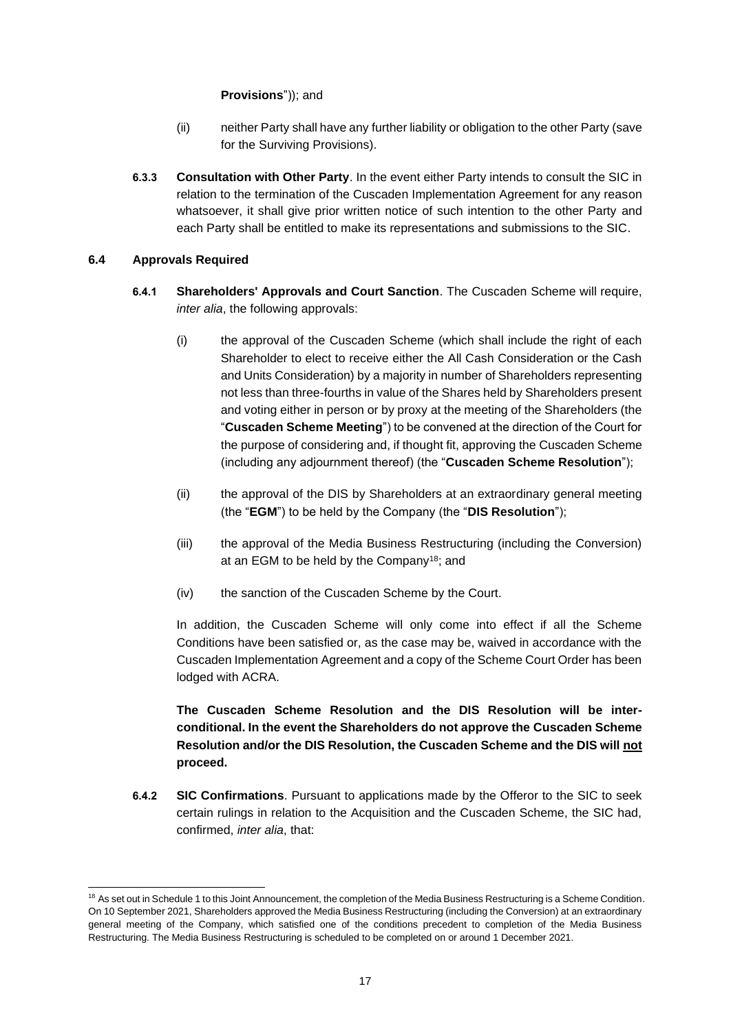**Provisions**")); and

(ii) neither Party shall have any further liability or obligation to the other Party (save for the Surviving Provisions).

**6.3.3 Consultation with Other Party**. In the event either Party intends to consult the SIC in relation to the termination of the Cuscaden Implementation Agreement for any reason whatsoever, it shall give prior written notice of such intention to the other Party and each Party shall be entitled to make its representations and submissions to the SIC.

### 6.4 Approvals Required

**6.4.1 Shareholders' Approvals and Court Sanction**. The Cuscaden Scheme will require, *inter alia*, the following approvals:

(i) the approval of the Cuscaden Scheme (which shall include the right of each Shareholder to elect to receive either the All Cash Consideration or the Cash and Units Consideration) by a majority in number of Shareholders representing not less than three-fourths in value of the Shares held by Shareholders present and voting either in person or by proxy at the meeting of the Shareholders (the "**Cuscaden Scheme Meeting**") to be convened at the direction of the Court for the purpose of considering and, if thought fit, approving the Cuscaden Scheme (including any adjournment thereof) (the "**Cuscaden Scheme Resolution**");

(ii) the approval of the DIS by Shareholders at an extraordinary general meeting (the "**EGM**") to be held by the Company (the "**DIS Resolution**");

(iii) the approval of the Media Business Restructuring (including the Conversion) at an EGM to be held by the Company[18]; and

(iv) the sanction of the Cuscaden Scheme by the Court.

In addition, the Cuscaden Scheme will only come into effect if all the Scheme Conditions have been satisfied or, as the case may be, waived in accordance with the Cuscaden Implementation Agreement and a copy of the Scheme Court Order has been lodged with ACRA.

**The Cuscaden Scheme Resolution and the DIS Resolution will be inter-conditional. In the event the Shareholders do not approve the Cuscaden Scheme Resolution and/or the DIS Resolution, the Cuscaden Scheme and the DIS will <u>not</u> proceed.**

**6.4.2 SIC Confirmations**. Pursuant to applications made by the Offeror to the SIC to seek certain rulings in relation to the Acquisition and the Cuscaden Scheme, the SIC had, confirmed, *inter alia*, that:

---

[18] As set out in Schedule 1 to this Joint Announcement, the completion of the Media Business Restructuring is a Scheme Condition. On 10 September 2021, Shareholders approved the Media Business Restructuring (including the Conversion) at an extraordinary general meeting of the Company, which satisfied one of the conditions precedent to completion of the Media Business Restructuring. The Media Business Restructuring is scheduled to be completed on or around 1 December 2021.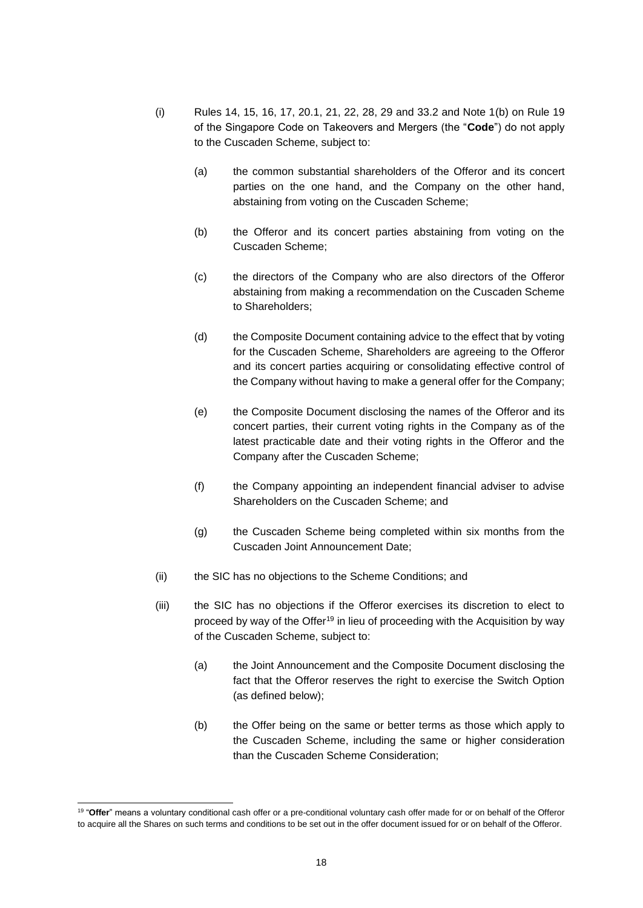(i) Rules 14, 15, 16, 17, 20.1, 21, 22, 28, 29 and 33.2 and Note 1(b) on Rule 19 of the Singapore Code on Takeovers and Mergers (the "**Code**") do not apply to the Cuscaden Scheme, subject to:

   (a) the common substantial shareholders of the Offeror and its concert parties on the one hand, and the Company on the other hand, abstaining from voting on the Cuscaden Scheme;

   (b) the Offeror and its concert parties abstaining from voting on the Cuscaden Scheme;

   (c) the directors of the Company who are also directors of the Offeror abstaining from making a recommendation on the Cuscaden Scheme to Shareholders;

   (d) the Composite Document containing advice to the effect that by voting for the Cuscaden Scheme, Shareholders are agreeing to the Offeror and its concert parties acquiring or consolidating effective control of the Company without having to make a general offer for the Company;

   (e) the Composite Document disclosing the names of the Offeror and its concert parties, their current voting rights in the Company as of the latest practicable date and their voting rights in the Offeror and the Company after the Cuscaden Scheme;

   (f) the Company appointing an independent financial adviser to advise Shareholders on the Cuscaden Scheme; and

   (g) the Cuscaden Scheme being completed within six months from the Cuscaden Joint Announcement Date;

(ii) the SIC has no objections to the Scheme Conditions; and

(iii) the SIC has no objections if the Offeror exercises its discretion to elect to proceed by way of the Offer[19] in lieu of proceeding with the Acquisition by way of the Cuscaden Scheme, subject to:

   (a) the Joint Announcement and the Composite Document disclosing the fact that the Offeror reserves the right to exercise the Switch Option (as defined below);

   (b) the Offer being on the same or better terms as those which apply to the Cuscaden Scheme, including the same or higher consideration than the Cuscaden Scheme Consideration;

---

[19] "**Offer**" means a voluntary conditional cash offer or a pre-conditional voluntary cash offer made for or on behalf of the Offeror to acquire all the Shares on such terms and conditions to be set out in the offer document issued for or on behalf of the Offeror.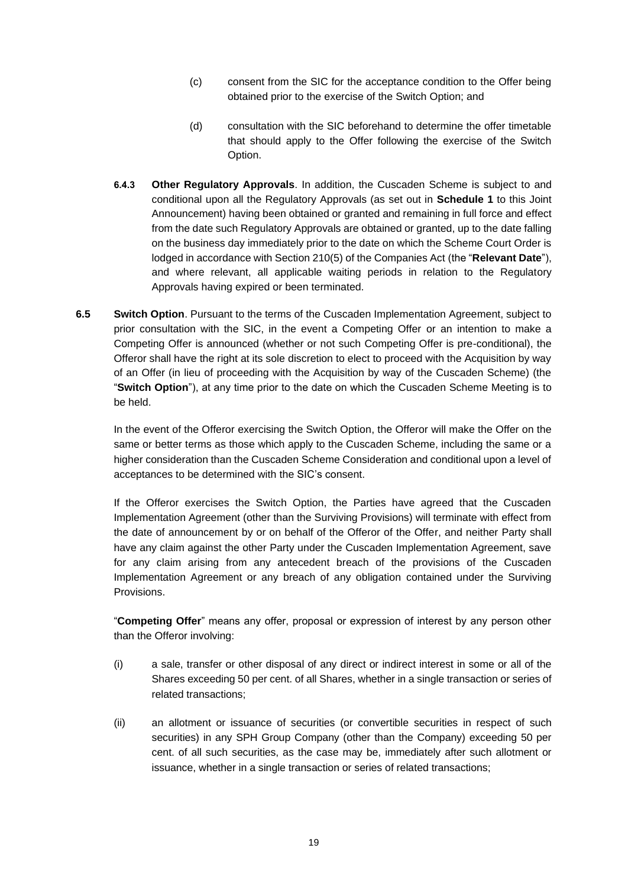(c) consent from the SIC for the acceptance condition to the Offer being obtained prior to the exercise of the Switch Option; and

(d) consultation with the SIC beforehand to determine the offer timetable that should apply to the Offer following the exercise of the Switch Option.

**6.4.3 Other Regulatory Approvals**. In addition, the Cuscaden Scheme is subject to and conditional upon all the Regulatory Approvals (as set out in **Schedule 1** to this Joint Announcement) having been obtained or granted and remaining in full force and effect from the date such Regulatory Approvals are obtained or granted, up to the date falling on the business day immediately prior to the date on which the Scheme Court Order is lodged in accordance with Section 210(5) of the Companies Act (the "**Relevant Date**"), and where relevant, all applicable waiting periods in relation to the Regulatory Approvals having expired or been terminated.

**6.5 Switch Option**. Pursuant to the terms of the Cuscaden Implementation Agreement, subject to prior consultation with the SIC, in the event a Competing Offer or an intention to make a Competing Offer is announced (whether or not such Competing Offer is pre-conditional), the Offeror shall have the right at its sole discretion to elect to proceed with the Acquisition by way of an Offer (in lieu of proceeding with the Acquisition by way of the Cuscaden Scheme) (the "**Switch Option**"), at any time prior to the date on which the Cuscaden Scheme Meeting is to be held.

In the event of the Offeror exercising the Switch Option, the Offeror will make the Offer on the same or better terms as those which apply to the Cuscaden Scheme, including the same or a higher consideration than the Cuscaden Scheme Consideration and conditional upon a level of acceptances to be determined with the SIC's consent.

If the Offeror exercises the Switch Option, the Parties have agreed that the Cuscaden Implementation Agreement (other than the Surviving Provisions) will terminate with effect from the date of announcement by or on behalf of the Offeror of the Offer, and neither Party shall have any claim against the other Party under the Cuscaden Implementation Agreement, save for any claim arising from any antecedent breach of the provisions of the Cuscaden Implementation Agreement or any breach of any obligation contained under the Surviving Provisions.

"**Competing Offer**" means any offer, proposal or expression of interest by any person other than the Offeror involving:

(i) a sale, transfer or other disposal of any direct or indirect interest in some or all of the Shares exceeding 50 per cent. of all Shares, whether in a single transaction or series of related transactions;

(ii) an allotment or issuance of securities (or convertible securities in respect of such securities) in any SPH Group Company (other than the Company) exceeding 50 per cent. of all such securities, as the case may be, immediately after such allotment or issuance, whether in a single transaction or series of related transactions;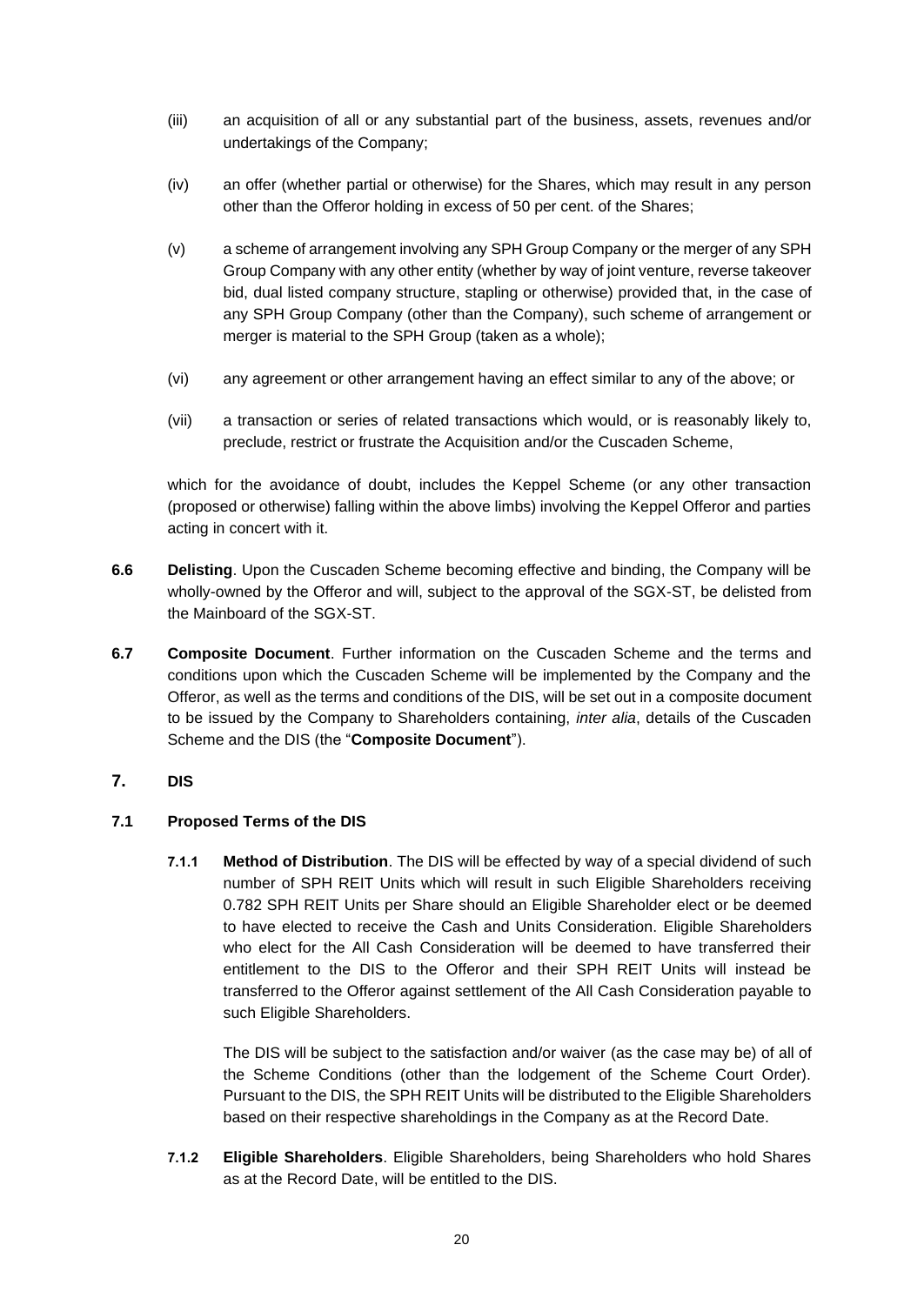(iii) an acquisition of all or any substantial part of the business, assets, revenues and/or undertakings of the Company;

(iv) an offer (whether partial or otherwise) for the Shares, which may result in any person other than the Offeror holding in excess of 50 per cent. of the Shares;

(v) a scheme of arrangement involving any SPH Group Company or the merger of any SPH Group Company with any other entity (whether by way of joint venture, reverse takeover bid, dual listed company structure, stapling or otherwise) provided that, in the case of any SPH Group Company (other than the Company), such scheme of arrangement or merger is material to the SPH Group (taken as a whole);

(vi) any agreement or other arrangement having an effect similar to any of the above; or

(vii) a transaction or series of related transactions which would, or is reasonably likely to, preclude, restrict or frustrate the Acquisition and/or the Cuscaden Scheme,

which for the avoidance of doubt, includes the Keppel Scheme (or any other transaction (proposed or otherwise) falling within the above limbs) involving the Keppel Offeror and parties acting in concert with it.

**6.6 Delisting**. Upon the Cuscaden Scheme becoming effective and binding, the Company will be wholly-owned by the Offeror and will, subject to the approval of the SGX-ST, be delisted from the Mainboard of the SGX-ST.

**6.7 Composite Document**. Further information on the Cuscaden Scheme and the terms and conditions upon which the Cuscaden Scheme will be implemented by the Company and the Offeror, as well as the terms and conditions of the DIS, will be set out in a composite document to be issued by the Company to Shareholders containing, *inter alia*, details of the Cuscaden Scheme and the DIS (the "**Composite Document**").

## 7. DIS

### 7.1 Proposed Terms of the DIS

**7.1.1 Method of Distribution**. The DIS will be effected by way of a special dividend of such number of SPH REIT Units which will result in such Eligible Shareholders receiving 0.782 SPH REIT Units per Share should an Eligible Shareholder elect or be deemed to have elected to receive the Cash and Units Consideration. Eligible Shareholders who elect for the All Cash Consideration will be deemed to have transferred their entitlement to the DIS to the Offeror and their SPH REIT Units will instead be transferred to the Offeror against settlement of the All Cash Consideration payable to such Eligible Shareholders.

The DIS will be subject to the satisfaction and/or waiver (as the case may be) of all of the Scheme Conditions (other than the lodgement of the Scheme Court Order). Pursuant to the DIS, the SPH REIT Units will be distributed to the Eligible Shareholders based on their respective shareholdings in the Company as at the Record Date.

**7.1.2 Eligible Shareholders**. Eligible Shareholders, being Shareholders who hold Shares as at the Record Date, will be entitled to the DIS.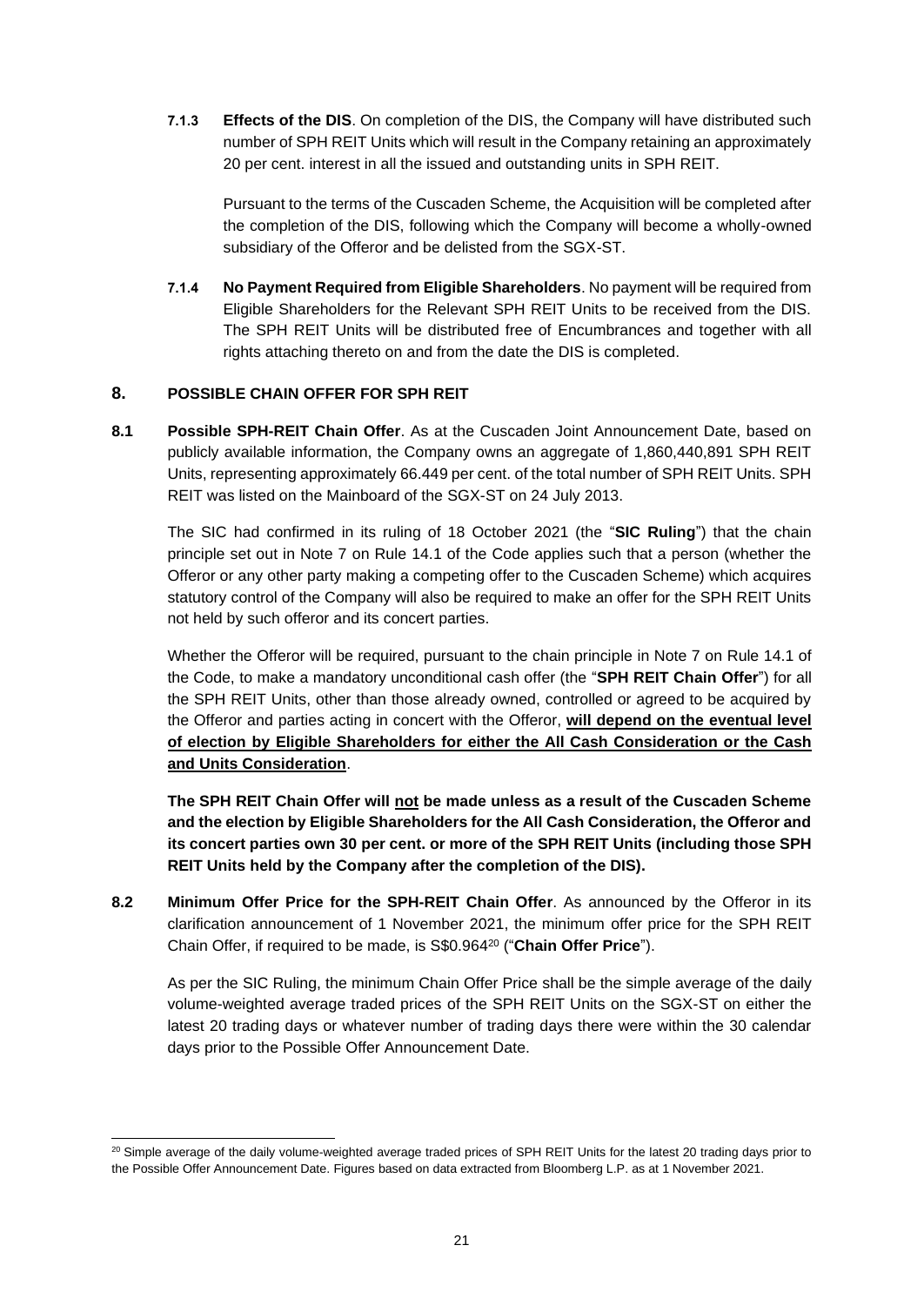**7.1.3 Effects of the DIS**. On completion of the DIS, the Company will have distributed such number of SPH REIT Units which will result in the Company retaining an approximately 20 per cent. interest in all the issued and outstanding units in SPH REIT.

Pursuant to the terms of the Cuscaden Scheme, the Acquisition will be completed after the completion of the DIS, following which the Company will become a wholly-owned subsidiary of the Offeror and be delisted from the SGX-ST.

**7.1.4 No Payment Required from Eligible Shareholders**. No payment will be required from Eligible Shareholders for the Relevant SPH REIT Units to be received from the DIS. The SPH REIT Units will be distributed free of Encumbrances and together with all rights attaching thereto on and from the date the DIS is completed.

## 8. POSSIBLE CHAIN OFFER FOR SPH REIT

**8.1 Possible SPH-REIT Chain Offer**. As at the Cuscaden Joint Announcement Date, based on publicly available information, the Company owns an aggregate of 1,860,440,891 SPH REIT Units, representing approximately 66.449 per cent. of the total number of SPH REIT Units. SPH REIT was listed on the Mainboard of the SGX-ST on 24 July 2013.

The SIC had confirmed in its ruling of 18 October 2021 (the "**SIC Ruling**") that the chain principle set out in Note 7 on Rule 14.1 of the Code applies such that a person (whether the Offeror or any other party making a competing offer to the Cuscaden Scheme) which acquires statutory control of the Company will also be required to make an offer for the SPH REIT Units not held by such offeror and its concert parties.

Whether the Offeror will be required, pursuant to the chain principle in Note 7 on Rule 14.1 of the Code, to make a mandatory unconditional cash offer (the "**SPH REIT Chain Offer**") for all the SPH REIT Units, other than those already owned, controlled or agreed to be acquired by the Offeror and parties acting in concert with the Offeror, **will depend on the eventual level of election by Eligible Shareholders for either the All Cash Consideration or the Cash and Units Consideration**.

**The SPH REIT Chain Offer will not be made unless as a result of the Cuscaden Scheme and the election by Eligible Shareholders for the All Cash Consideration, the Offeror and its concert parties own 30 per cent. or more of the SPH REIT Units (including those SPH REIT Units held by the Company after the completion of the DIS).**

**8.2 Minimum Offer Price for the SPH-REIT Chain Offer**. As announced by the Offeror in its clarification announcement of 1 November 2021, the minimum offer price for the SPH REIT Chain Offer, if required to be made, is S$0.964[20] ("**Chain Offer Price**").

As per the SIC Ruling, the minimum Chain Offer Price shall be the simple average of the daily volume-weighted average traded prices of the SPH REIT Units on the SGX-ST on either the latest 20 trading days or whatever number of trading days there were within the 30 calendar days prior to the Possible Offer Announcement Date.

---

[20] Simple average of the daily volume-weighted average traded prices of SPH REIT Units for the latest 20 trading days prior to the Possible Offer Announcement Date. Figures based on data extracted from Bloomberg L.P. as at 1 November 2021.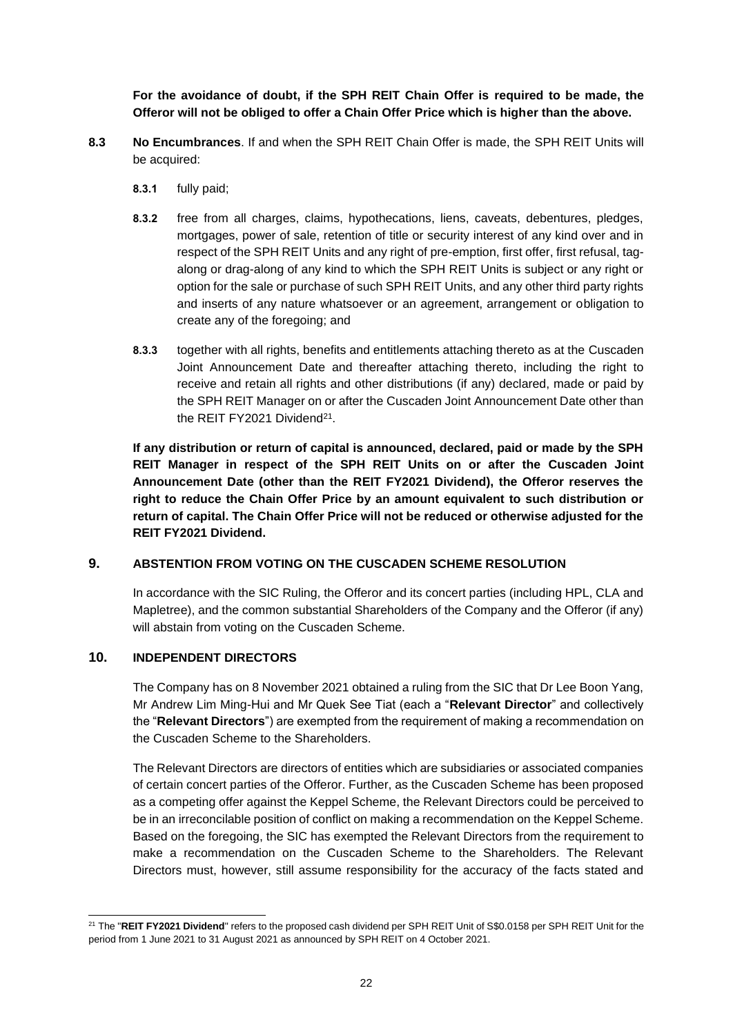**For the avoidance of doubt, if the SPH REIT Chain Offer is required to be made, the Offeror will not be obliged to offer a Chain Offer Price which is higher than the above.**

**8.3** **No Encumbrances**. If and when the SPH REIT Chain Offer is made, the SPH REIT Units will be acquired:

**8.3.1** fully paid;

**8.3.2** free from all charges, claims, hypothecations, liens, caveats, debentures, pledges, mortgages, power of sale, retention of title or security interest of any kind over and in respect of the SPH REIT Units and any right of pre-emption, first offer, first refusal, tag-along or drag-along of any kind to which the SPH REIT Units is subject or any right or option for the sale or purchase of such SPH REIT Units, and any other third party rights and inserts of any nature whatsoever or an agreement, arrangement or obligation to create any of the foregoing; and

**8.3.3** together with all rights, benefits and entitlements attaching thereto as at the Cuscaden Joint Announcement Date and thereafter attaching thereto, including the right to receive and retain all rights and other distributions (if any) declared, made or paid by the SPH REIT Manager on or after the Cuscaden Joint Announcement Date other than the REIT FY2021 Dividend[21].

**If any distribution or return of capital is announced, declared, paid or made by the SPH REIT Manager in respect of the SPH REIT Units on or after the Cuscaden Joint Announcement Date (other than the REIT FY2021 Dividend), the Offeror reserves the right to reduce the Chain Offer Price by an amount equivalent to such distribution or return of capital. The Chain Offer Price will not be reduced or otherwise adjusted for the REIT FY2021 Dividend.**

## 9. ABSTENTION FROM VOTING ON THE CUSCADEN SCHEME RESOLUTION

In accordance with the SIC Ruling, the Offeror and its concert parties (including HPL, CLA and Mapletree), and the common substantial Shareholders of the Company and the Offeror (if any) will abstain from voting on the Cuscaden Scheme.

## 10. INDEPENDENT DIRECTORS

The Company has on 8 November 2021 obtained a ruling from the SIC that Dr Lee Boon Yang, Mr Andrew Lim Ming-Hui and Mr Quek See Tiat (each a "**Relevant Director**" and collectively the "**Relevant Directors**") are exempted from the requirement of making a recommendation on the Cuscaden Scheme to the Shareholders.

The Relevant Directors are directors of entities which are subsidiaries or associated companies of certain concert parties of the Offeror. Further, as the Cuscaden Scheme has been proposed as a competing offer against the Keppel Scheme, the Relevant Directors could be perceived to be in an irreconcilable position of conflict on making a recommendation on the Keppel Scheme. Based on the foregoing, the SIC has exempted the Relevant Directors from the requirement to make a recommendation on the Cuscaden Scheme to the Shareholders. The Relevant Directors must, however, still assume responsibility for the accuracy of the facts stated and

[21] The "**REIT FY2021 Dividend**" refers to the proposed cash dividend per SPH REIT Unit of S$0.0158 per SPH REIT Unit for the period from 1 June 2021 to 31 August 2021 as announced by SPH REIT on 4 October 2021.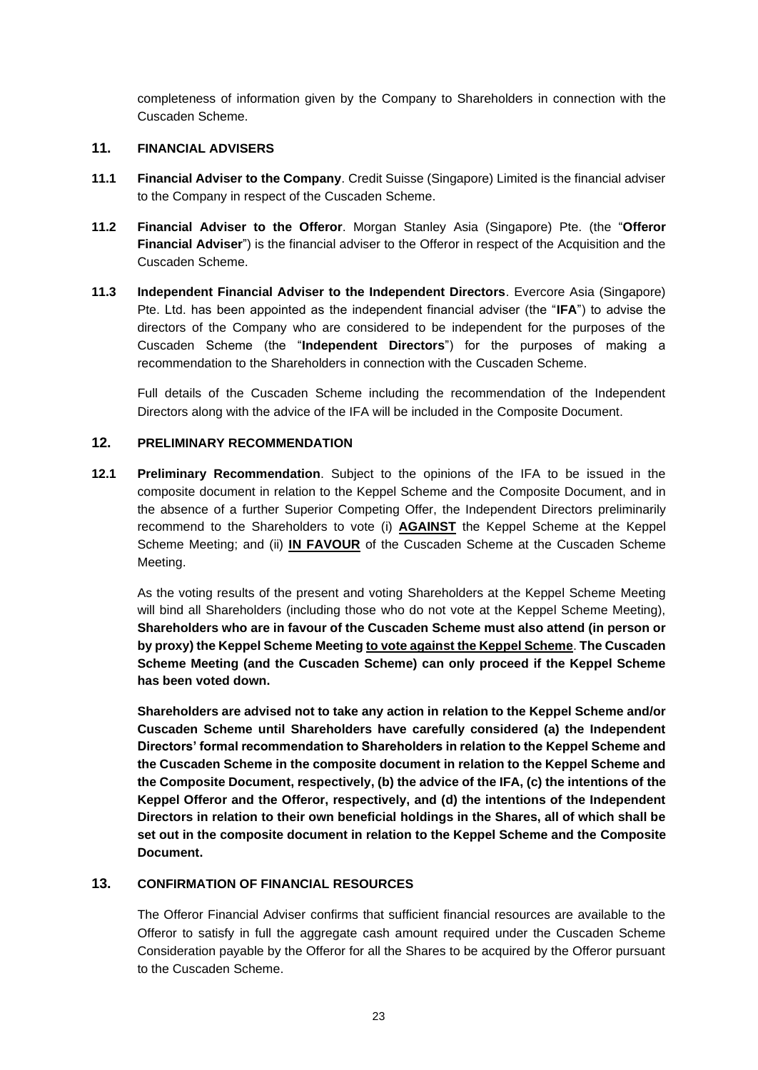completeness of information given by the Company to Shareholders in connection with the Cuscaden Scheme.

## 11. FINANCIAL ADVISERS

**11.1 Financial Adviser to the Company**. Credit Suisse (Singapore) Limited is the financial adviser to the Company in respect of the Cuscaden Scheme.

**11.2 Financial Adviser to the Offeror**. Morgan Stanley Asia (Singapore) Pte. (the "**Offeror Financial Adviser**") is the financial adviser to the Offeror in respect of the Acquisition and the Cuscaden Scheme.

**11.3 Independent Financial Adviser to the Independent Directors**. Evercore Asia (Singapore) Pte. Ltd. has been appointed as the independent financial adviser (the "**IFA**") to advise the directors of the Company who are considered to be independent for the purposes of the Cuscaden Scheme (the "**Independent Directors**") for the purposes of making a recommendation to the Shareholders in connection with the Cuscaden Scheme.

Full details of the Cuscaden Scheme including the recommendation of the Independent Directors along with the advice of the IFA will be included in the Composite Document.

## 12. PRELIMINARY RECOMMENDATION

**12.1 Preliminary Recommendation**. Subject to the opinions of the IFA to be issued in the composite document in relation to the Keppel Scheme and the Composite Document, and in the absence of a further Superior Competing Offer, the Independent Directors preliminarily recommend to the Shareholders to vote (i) **AGAINST** the Keppel Scheme at the Keppel Scheme Meeting; and (ii) **IN FAVOUR** of the Cuscaden Scheme at the Cuscaden Scheme Meeting.

As the voting results of the present and voting Shareholders at the Keppel Scheme Meeting will bind all Shareholders (including those who do not vote at the Keppel Scheme Meeting), **Shareholders who are in favour of the Cuscaden Scheme must also attend (in person or by proxy) the Keppel Scheme Meeting to vote against the Keppel Scheme**. **The Cuscaden Scheme Meeting (and the Cuscaden Scheme) can only proceed if the Keppel Scheme has been voted down.**

**Shareholders are advised not to take any action in relation to the Keppel Scheme and/or Cuscaden Scheme until Shareholders have carefully considered (a) the Independent Directors' formal recommendation to Shareholders in relation to the Keppel Scheme and the Cuscaden Scheme in the composite document in relation to the Keppel Scheme and the Composite Document, respectively, (b) the advice of the IFA, (c) the intentions of the Keppel Offeror and the Offeror, respectively, and (d) the intentions of the Independent Directors in relation to their own beneficial holdings in the Shares, all of which shall be set out in the composite document in relation to the Keppel Scheme and the Composite Document.**

## 13. CONFIRMATION OF FINANCIAL RESOURCES

The Offeror Financial Adviser confirms that sufficient financial resources are available to the Offeror to satisfy in full the aggregate cash amount required under the Cuscaden Scheme Consideration payable by the Offeror for all the Shares to be acquired by the Offeror pursuant to the Cuscaden Scheme.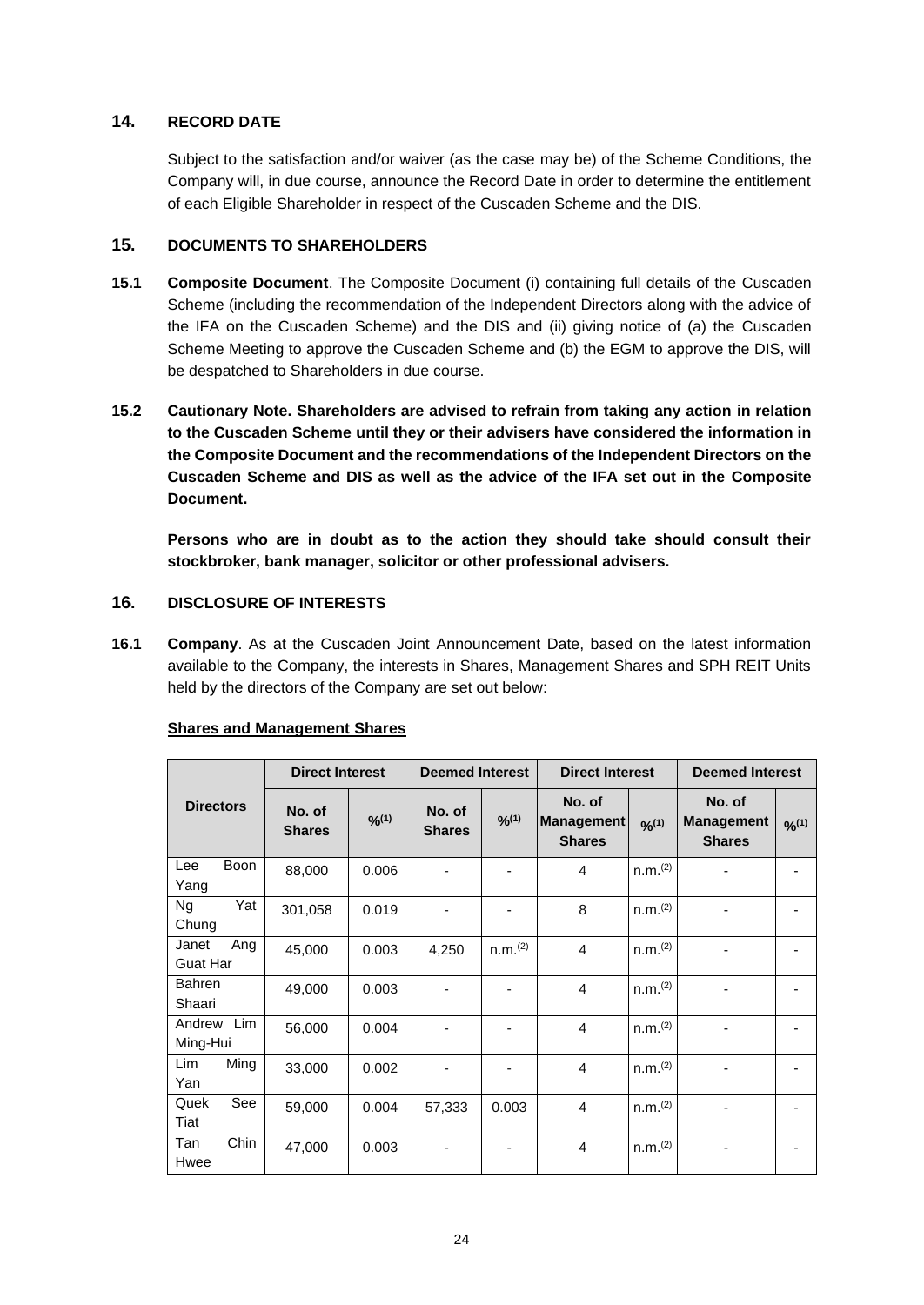## 14. RECORD DATE

Subject to the satisfaction and/or waiver (as the case may be) of the Scheme Conditions, the Company will, in due course, announce the Record Date in order to determine the entitlement of each Eligible Shareholder in respect of the Cuscaden Scheme and the DIS.

## 15. DOCUMENTS TO SHAREHOLDERS

**15.1 Composite Document**. The Composite Document (i) containing full details of the Cuscaden Scheme (including the recommendation of the Independent Directors along with the advice of the IFA on the Cuscaden Scheme) and the DIS and (ii) giving notice of (a) the Cuscaden Scheme Meeting to approve the Cuscaden Scheme and (b) the EGM to approve the DIS, will be despatched to Shareholders in due course.

**15.2 Cautionary Note. Shareholders are advised to refrain from taking any action in relation to the Cuscaden Scheme until they or their advisers have considered the information in the Composite Document and the recommendations of the Independent Directors on the Cuscaden Scheme and DIS as well as the advice of the IFA set out in the Composite Document.**

**Persons who are in doubt as to the action they should take should consult their stockbroker, bank manager, solicitor or other professional advisers.**

## 16. DISCLOSURE OF INTERESTS

**16.1 Company**. As at the Cuscaden Joint Announcement Date, based on the latest information available to the Company, the interests in Shares, Management Shares and SPH REIT Units held by the directors of the Company are set out below:

**Shares and Management Shares**

| Directors | Direct Interest | | Deemed Interest | | Direct Interest | | Deemed Interest | |
|---|---|---|---|---|---|---|---|---|
| | No. of Shares | %(1) | No. of Shares | %(1) | No. of Management Shares | %(1) | No. of Management Shares | %(1) |
| Lee Boon Yang | 88,000 | 0.006 | - | - | 4 | n.m.(2) | - | - |
| Ng Yat Chung | 301,058 | 0.019 | - | - | 8 | n.m.(2) | - | - |
| Janet Ang Guat Har | 45,000 | 0.003 | 4,250 | n.m.(2) | 4 | n.m.(2) | - | - |
| Bahren Shaari | 49,000 | 0.003 | - | - | 4 | n.m.(2) | - | - |
| Andrew Lim Ming-Hui | 56,000 | 0.004 | - | - | 4 | n.m.(2) | - | - |
| Lim Ming Yan | 33,000 | 0.002 | - | - | 4 | n.m.(2) | - | - |
| Quek See Tiat | 59,000 | 0.004 | 57,333 | 0.003 | 4 | n.m.(2) | - | - |
| Tan Chin Hwee | 47,000 | 0.003 | - | - | 4 | n.m.(2) | - | - |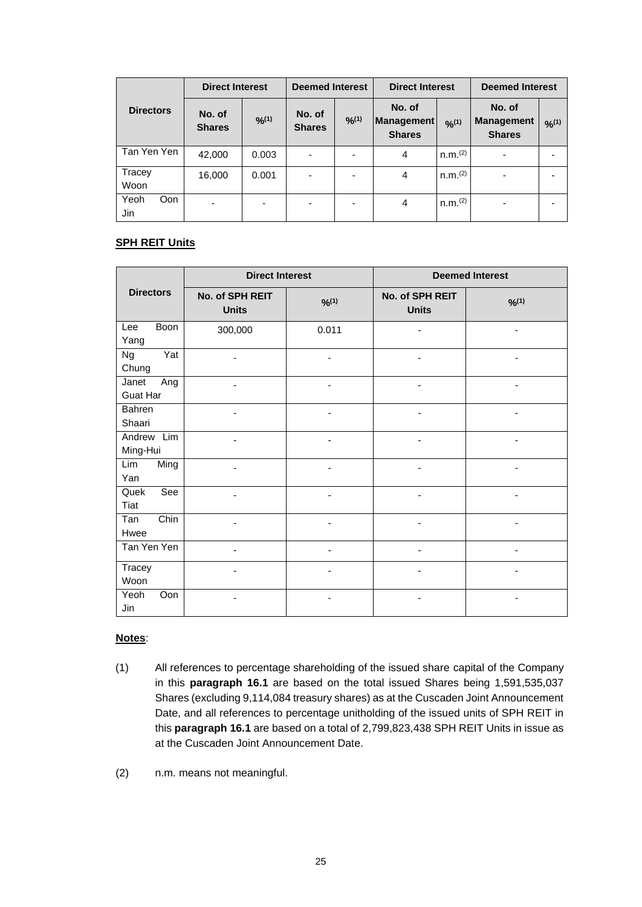| Directors | Direct Interest | | Deemed Interest | | Direct Interest | | Deemed Interest | |
|---|---|---|---|---|---|---|---|---|
| | No. of Shares | %(1) | No. of Shares | %(1) | No. of Management Shares | %(1) | No. of Management Shares | %(1) |
| Tan Yen Yen | 42,000 | 0.003 | - | - | 4 | n.m.(2) | - | - |
| Tracey Woon | 16,000 | 0.001 | - | - | 4 | n.m.(2) | - | - |
| Yeoh Oon Jin | - | - | - | - | 4 | n.m.(2) | - | - |

**SPH REIT Units**

| Directors | Direct Interest | | Deemed Interest | |
|---|---|---|---|---|
| | No. of SPH REIT Units | %(1) | No. of SPH REIT Units | %(1) |
| Lee Boon Yang | 300,000 | 0.011 | - | - |
| Ng Yat Chung | - | - | - | - |
| Janet Ang Guat Har | - | - | - | - |
| Bahren Shaari | - | - | - | - |
| Andrew Lim Ming-Hui | - | - | - | - |
| Lim Ming Yan | - | - | - | - |
| Quek See Tiat | - | - | - | - |
| Tan Chin Hwee | - | - | - | - |
| Tan Yen Yen | - | - | - | - |
| Tracey Woon | - | - | - | - |
| Yeoh Oon Jin | - | - | - | - |

**Notes**:

(1) All references to percentage shareholding of the issued share capital of the Company in this **paragraph 16.1** are based on the total issued Shares being 1,591,535,037 Shares (excluding 9,114,084 treasury shares) as at the Cuscaden Joint Announcement Date, and all references to percentage unitholding of the issued units of SPH REIT in this **paragraph 16.1** are based on a total of 2,799,823,438 SPH REIT Units in issue as at the Cuscaden Joint Announcement Date.

(2) n.m. means not meaningful.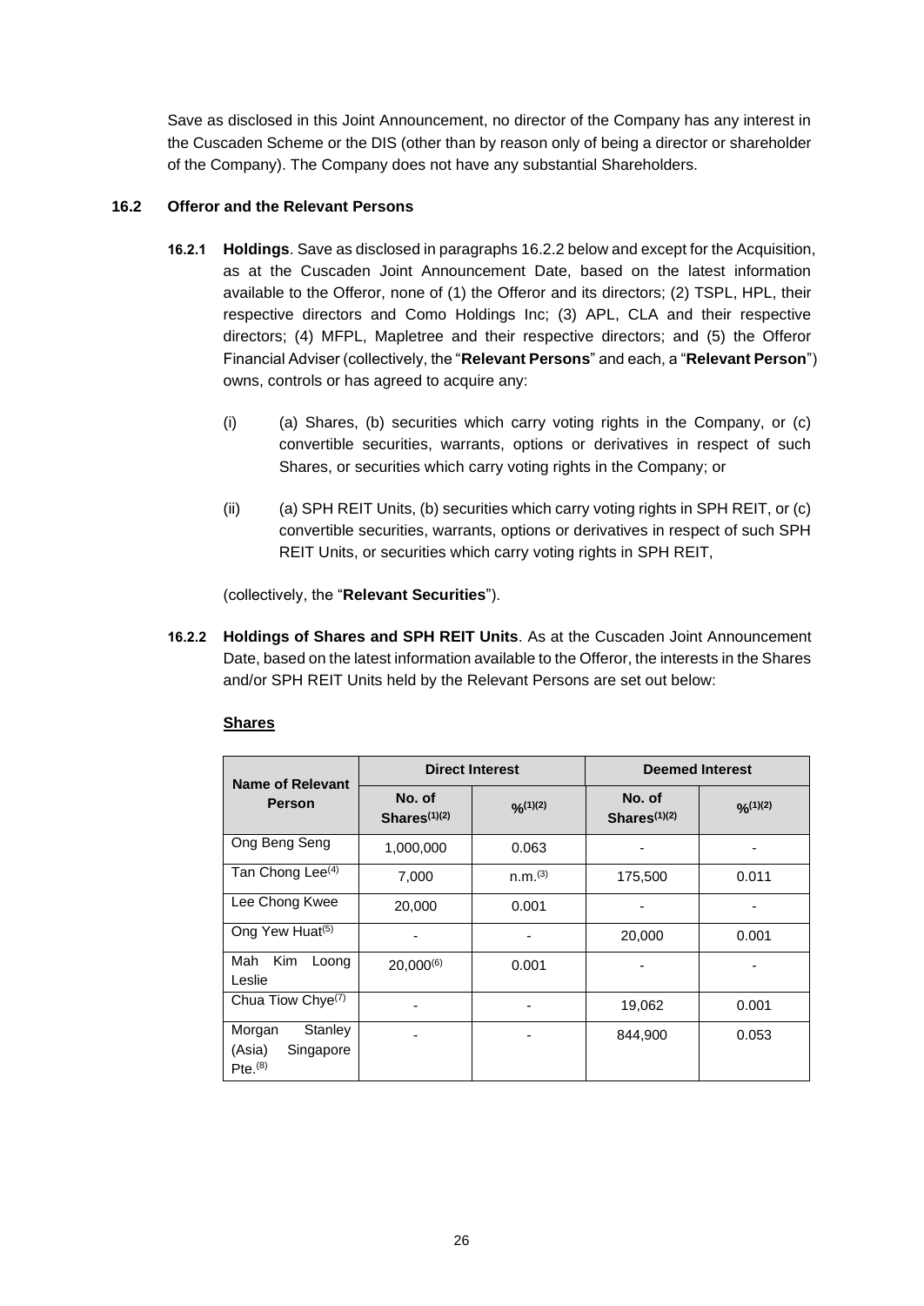Save as disclosed in this Joint Announcement, no director of the Company has any interest in the Cuscaden Scheme or the DIS (other than by reason only of being a director or shareholder of the Company). The Company does not have any substantial Shareholders.

### 16.2 Offeror and the Relevant Persons

**16.2.1 Holdings**. Save as disclosed in paragraphs 16.2.2 below and except for the Acquisition, as at the Cuscaden Joint Announcement Date, based on the latest information available to the Offeror, none of (1) the Offeror and its directors; (2) TSPL, HPL, their respective directors and Como Holdings Inc; (3) APL, CLA and their respective directors; (4) MFPL, Mapletree and their respective directors; and (5) the Offeror Financial Adviser (collectively, the "**Relevant Persons**" and each, a "**Relevant Person**") owns, controls or has agreed to acquire any:

(i) (a) Shares, (b) securities which carry voting rights in the Company, or (c) convertible securities, warrants, options or derivatives in respect of such Shares, or securities which carry voting rights in the Company; or

(ii) (a) SPH REIT Units, (b) securities which carry voting rights in SPH REIT, or (c) convertible securities, warrants, options or derivatives in respect of such SPH REIT Units, or securities which carry voting rights in SPH REIT,

(collectively, the "**Relevant Securities**").

**16.2.2 Holdings of Shares and SPH REIT Units**. As at the Cuscaden Joint Announcement Date, based on the latest information available to the Offeror, the interests in the Shares and/or SPH REIT Units held by the Relevant Persons are set out below:

**Shares**

| Name of Relevant Person | Direct Interest | | Deemed Interest | |
|---|---|---|---|---|
| | No. of Shares(1)(2) | %(1)(2) | No. of Shares(1)(2) | %(1)(2) |
| Ong Beng Seng | 1,000,000 | 0.063 | - | - |
| Tan Chong Lee(4) | 7,000 | n.m.(3) | 175,500 | 0.011 |
| Lee Chong Kwee | 20,000 | 0.001 | - | - |
| Ong Yew Huat(5) | - | - | 20,000 | 0.001 |
| Mah Kim Loong Leslie | 20,000(6) | 0.001 | - | - |
| Chua Tiow Chye(7) | - | - | 19,062 | 0.001 |
| Morgan Stanley (Asia) Singapore Pte.(8) | - | - | 844,900 | 0.053 |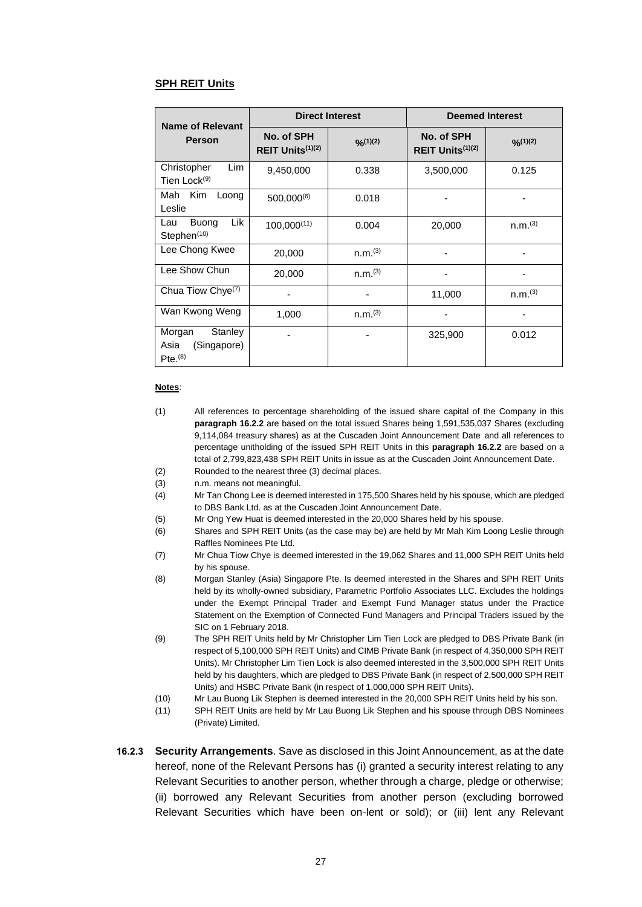**SPH REIT Units**

| Name of Relevant Person | Direct Interest | | Deemed Interest | |
|---|---|---|---|---|
| | No. of SPH REIT Units(1)(2) | %(1)(2) | No. of SPH REIT Units(1)(2) | %(1)(2) |
| Christopher Lim Tien Lock(9) | 9,450,000 | 0.338 | 3,500,000 | 0.125 |
| Mah Kim Loong Leslie | 500,000(6) | 0.018 | - | - |
| Lau Buong Lik Stephen(10) | 100,000(11) | 0.004 | 20,000 | n.m.(3) |
| Lee Chong Kwee | 20,000 | n.m.(3) | - | - |
| Lee Show Chun | 20,000 | n.m.(3) | - | - |
| Chua Tiow Chye(7) | - | - | 11,000 | n.m.(3) |
| Wan Kwong Weng | 1,000 | n.m.(3) | - | - |
| Morgan Stanley Asia (Singapore) Pte.(8) | - | - | 325,900 | 0.012 |

**Notes**:

(1) All references to percentage shareholding of the issued share capital of the Company in this **paragraph 16.2.2** are based on the total issued Shares being 1,591,535,037 Shares (excluding 9,114,084 treasury shares) as at the Cuscaden Joint Announcement Date and all references to percentage unitholding of the issued SPH REIT Units in this **paragraph 16.2.2** are based on a total of 2,799,823,438 SPH REIT Units in issue as at the Cuscaden Joint Announcement Date.

(2) Rounded to the nearest three (3) decimal places.

(3) n.m. means not meaningful.

(4) Mr Tan Chong Lee is deemed interested in 175,500 Shares held by his spouse, which are pledged to DBS Bank Ltd. as at the Cuscaden Joint Announcement Date.

(5) Mr Ong Yew Huat is deemed interested in the 20,000 Shares held by his spouse.

(6) Shares and SPH REIT Units (as the case may be) are held by Mr Mah Kim Loong Leslie through Raffles Nominees Pte Ltd.

(7) Mr Chua Tiow Chye is deemed interested in the 19,062 Shares and 11,000 SPH REIT Units held by his spouse.

(8) Morgan Stanley (Asia) Singapore Pte. Is deemed interested in the Shares and SPH REIT Units held by its wholly-owned subsidiary, Parametric Portfolio Associates LLC. Excludes the holdings under the Exempt Principal Trader and Exempt Fund Manager status under the Practice Statement on the Exemption of Connected Fund Managers and Principal Traders issued by the SIC on 1 February 2018.

(9) The SPH REIT Units held by Mr Christopher Lim Tien Lock are pledged to DBS Private Bank (in respect of 5,100,000 SPH REIT Units) and CIMB Private Bank (in respect of 4,350,000 SPH REIT Units). Mr Christopher Lim Tien Lock is also deemed interested in the 3,500,000 SPH REIT Units held by his daughters, which are pledged to DBS Private Bank (in respect of 2,500,000 SPH REIT Units) and HSBC Private Bank (in respect of 1,000,000 SPH REIT Units).

(10) Mr Lau Buong Lik Stephen is deemed interested in the 20,000 SPH REIT Units held by his son.

(11) SPH REIT Units are held by Mr Lau Buong Lik Stephen and his spouse through DBS Nominees (Private) Limited.

**16.2.3** **Security Arrangements**. Save as disclosed in this Joint Announcement, as at the date hereof, none of the Relevant Persons has (i) granted a security interest relating to any Relevant Securities to another person, whether through a charge, pledge or otherwise; (ii) borrowed any Relevant Securities from another person (excluding borrowed Relevant Securities which have been on-lent or sold); or (iii) lent any Relevant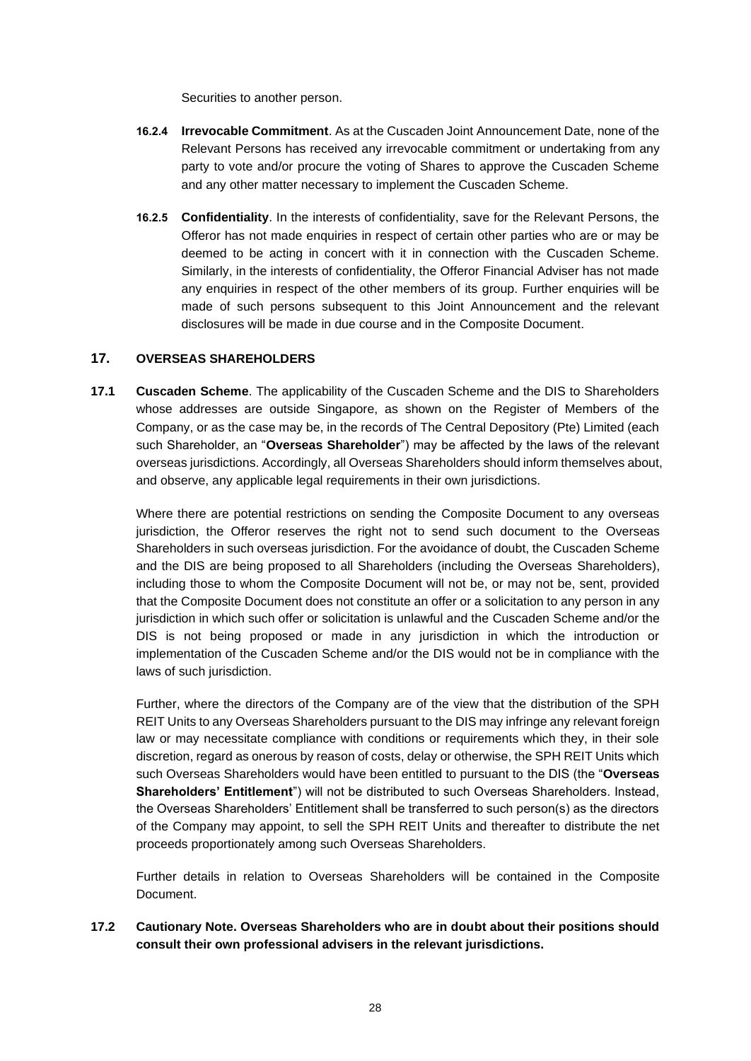Securities to another person.

**16.2.4** **Irrevocable Commitment**. As at the Cuscaden Joint Announcement Date, none of the Relevant Persons has received any irrevocable commitment or undertaking from any party to vote and/or procure the voting of Shares to approve the Cuscaden Scheme and any other matter necessary to implement the Cuscaden Scheme.

**16.2.5** **Confidentiality**. In the interests of confidentiality, save for the Relevant Persons, the Offeror has not made enquiries in respect of certain other parties who are or may be deemed to be acting in concert with it in connection with the Cuscaden Scheme. Similarly, in the interests of confidentiality, the Offeror Financial Adviser has not made any enquiries in respect of the other members of its group. Further enquiries will be made of such persons subsequent to this Joint Announcement and the relevant disclosures will be made in due course and in the Composite Document.

## 17. OVERSEAS SHAREHOLDERS

**17.1** **Cuscaden Scheme**. The applicability of the Cuscaden Scheme and the DIS to Shareholders whose addresses are outside Singapore, as shown on the Register of Members of the Company, or as the case may be, in the records of The Central Depository (Pte) Limited (each such Shareholder, an "**Overseas Shareholder**") may be affected by the laws of the relevant overseas jurisdictions. Accordingly, all Overseas Shareholders should inform themselves about, and observe, any applicable legal requirements in their own jurisdictions.

Where there are potential restrictions on sending the Composite Document to any overseas jurisdiction, the Offeror reserves the right not to send such document to the Overseas Shareholders in such overseas jurisdiction. For the avoidance of doubt, the Cuscaden Scheme and the DIS are being proposed to all Shareholders (including the Overseas Shareholders), including those to whom the Composite Document will not be, or may not be, sent, provided that the Composite Document does not constitute an offer or a solicitation to any person in any jurisdiction in which such offer or solicitation is unlawful and the Cuscaden Scheme and/or the DIS is not being proposed or made in any jurisdiction in which the introduction or implementation of the Cuscaden Scheme and/or the DIS would not be in compliance with the laws of such jurisdiction.

Further, where the directors of the Company are of the view that the distribution of the SPH REIT Units to any Overseas Shareholders pursuant to the DIS may infringe any relevant foreign law or may necessitate compliance with conditions or requirements which they, in their sole discretion, regard as onerous by reason of costs, delay or otherwise, the SPH REIT Units which such Overseas Shareholders would have been entitled to pursuant to the DIS (the "**Overseas Shareholders' Entitlement**") will not be distributed to such Overseas Shareholders. Instead, the Overseas Shareholders' Entitlement shall be transferred to such person(s) as the directors of the Company may appoint, to sell the SPH REIT Units and thereafter to distribute the net proceeds proportionately among such Overseas Shareholders.

Further details in relation to Overseas Shareholders will be contained in the Composite Document.

**17.2** **Cautionary Note. Overseas Shareholders who are in doubt about their positions should consult their own professional advisers in the relevant jurisdictions.**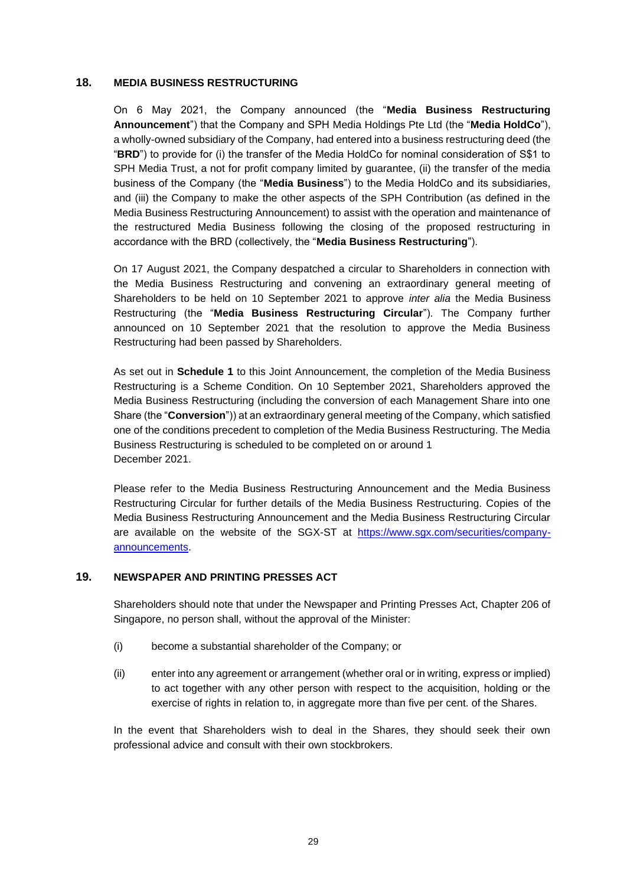## 18. MEDIA BUSINESS RESTRUCTURING

On 6 May 2021, the Company announced (the "**Media Business Restructuring Announcement**") that the Company and SPH Media Holdings Pte Ltd (the "**Media HoldCo**"), a wholly-owned subsidiary of the Company, had entered into a business restructuring deed (the "**BRD**") to provide for (i) the transfer of the Media HoldCo for nominal consideration of S$1 to SPH Media Trust, a not for profit company limited by guarantee, (ii) the transfer of the media business of the Company (the "**Media Business**") to the Media HoldCo and its subsidiaries, and (iii) the Company to make the other aspects of the SPH Contribution (as defined in the Media Business Restructuring Announcement) to assist with the operation and maintenance of the restructured Media Business following the closing of the proposed restructuring in accordance with the BRD (collectively, the "**Media Business Restructuring**").

On 17 August 2021, the Company despatched a circular to Shareholders in connection with the Media Business Restructuring and convening an extraordinary general meeting of Shareholders to be held on 10 September 2021 to approve *inter alia* the Media Business Restructuring (the "**Media Business Restructuring Circular**"). The Company further announced on 10 September 2021 that the resolution to approve the Media Business Restructuring had been passed by Shareholders.

As set out in **Schedule 1** to this Joint Announcement, the completion of the Media Business Restructuring is a Scheme Condition. On 10 September 2021, Shareholders approved the Media Business Restructuring (including the conversion of each Management Share into one Share (the "**Conversion**")) at an extraordinary general meeting of the Company, which satisfied one of the conditions precedent to completion of the Media Business Restructuring. The Media Business Restructuring is scheduled to be completed on or around 1 December 2021.

Please refer to the Media Business Restructuring Announcement and the Media Business Restructuring Circular for further details of the Media Business Restructuring. Copies of the Media Business Restructuring Announcement and the Media Business Restructuring Circular are available on the website of the SGX-ST at https://www.sgx.com/securities/company-announcements.

## 19. NEWSPAPER AND PRINTING PRESSES ACT

Shareholders should note that under the Newspaper and Printing Presses Act, Chapter 206 of Singapore, no person shall, without the approval of the Minister:

(i) become a substantial shareholder of the Company; or

(ii) enter into any agreement or arrangement (whether oral or in writing, express or implied) to act together with any other person with respect to the acquisition, holding or the exercise of rights in relation to, in aggregate more than five per cent. of the Shares.

In the event that Shareholders wish to deal in the Shares, they should seek their own professional advice and consult with their own stockbrokers.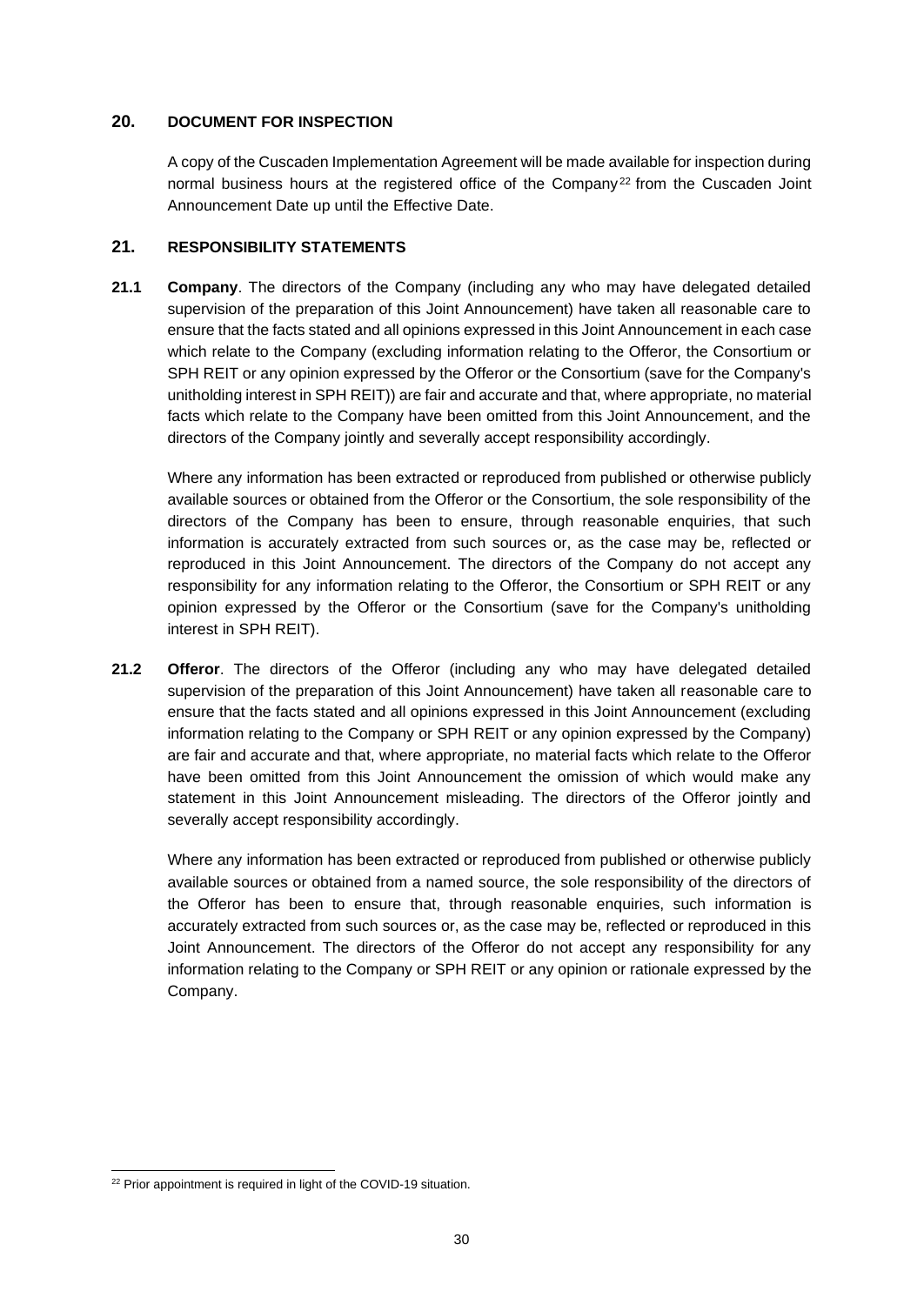## 20. DOCUMENT FOR INSPECTION

A copy of the Cuscaden Implementation Agreement will be made available for inspection during normal business hours at the registered office of the Company[22] from the Cuscaden Joint Announcement Date up until the Effective Date.

## 21. RESPONSIBILITY STATEMENTS

**21.1 Company**. The directors of the Company (including any who may have delegated detailed supervision of the preparation of this Joint Announcement) have taken all reasonable care to ensure that the facts stated and all opinions expressed in this Joint Announcement in each case which relate to the Company (excluding information relating to the Offeror, the Consortium or SPH REIT or any opinion expressed by the Offeror or the Consortium (save for the Company's unitholding interest in SPH REIT)) are fair and accurate and that, where appropriate, no material facts which relate to the Company have been omitted from this Joint Announcement, and the directors of the Company jointly and severally accept responsibility accordingly.

Where any information has been extracted or reproduced from published or otherwise publicly available sources or obtained from the Offeror or the Consortium, the sole responsibility of the directors of the Company has been to ensure, through reasonable enquiries, that such information is accurately extracted from such sources or, as the case may be, reflected or reproduced in this Joint Announcement. The directors of the Company do not accept any responsibility for any information relating to the Offeror, the Consortium or SPH REIT or any opinion expressed by the Offeror or the Consortium (save for the Company's unitholding interest in SPH REIT).

**21.2 Offeror**. The directors of the Offeror (including any who may have delegated detailed supervision of the preparation of this Joint Announcement) have taken all reasonable care to ensure that the facts stated and all opinions expressed in this Joint Announcement (excluding information relating to the Company or SPH REIT or any opinion expressed by the Company) are fair and accurate and that, where appropriate, no material facts which relate to the Offeror have been omitted from this Joint Announcement the omission of which would make any statement in this Joint Announcement misleading. The directors of the Offeror jointly and severally accept responsibility accordingly.

Where any information has been extracted or reproduced from published or otherwise publicly available sources or obtained from a named source, the sole responsibility of the directors of the Offeror has been to ensure that, through reasonable enquiries, such information is accurately extracted from such sources or, as the case may be, reflected or reproduced in this Joint Announcement. The directors of the Offeror do not accept any responsibility for any information relating to the Company or SPH REIT or any opinion or rationale expressed by the Company.

---

[22] Prior appointment is required in light of the COVID-19 situation.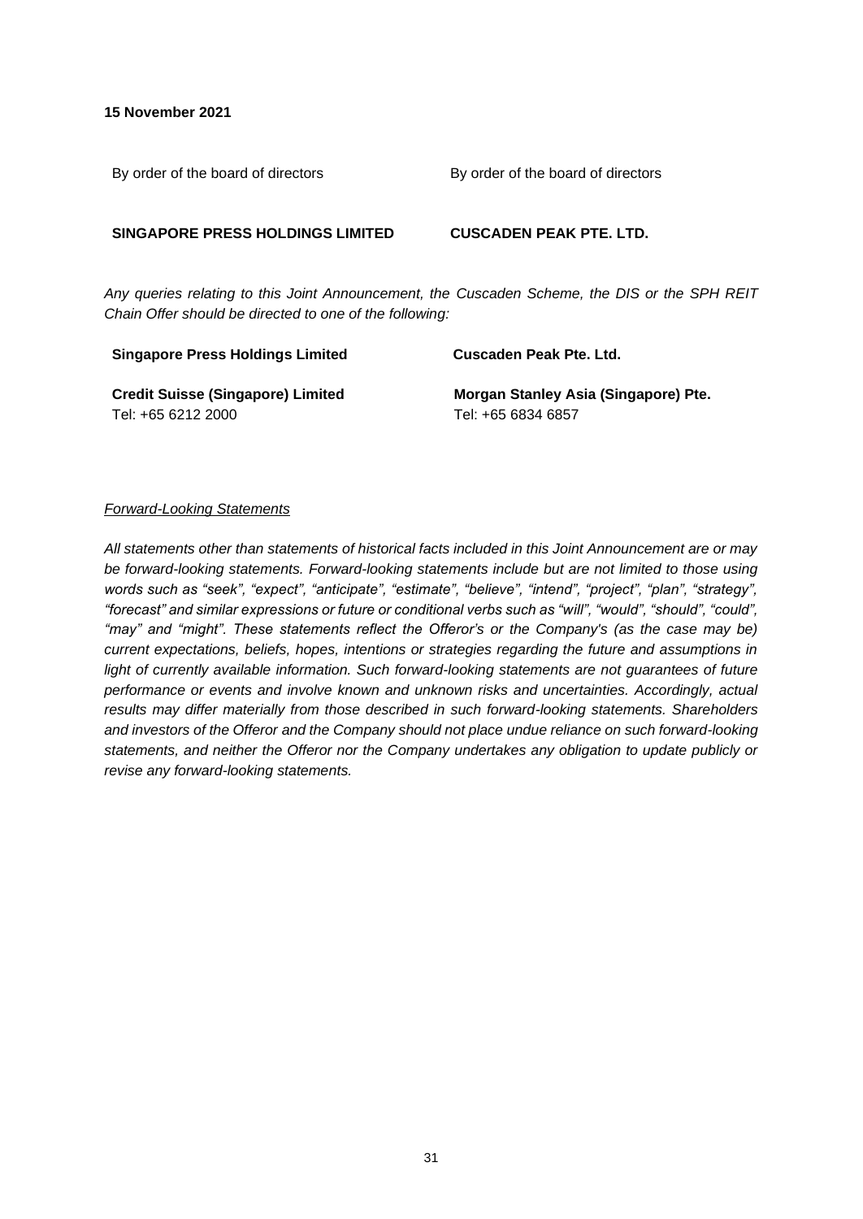**15 November 2021**

| By order of the board of directors | By order of the board of directors |
|---|---|
| **SINGAPORE PRESS HOLDINGS LIMITED** | **CUSCADEN PEAK PTE. LTD.** |

*Any queries relating to this Joint Announcement, the Cuscaden Scheme, the DIS or the SPH REIT Chain Offer should be directed to one of the following:*

| **Singapore Press Holdings Limited** | **Cuscaden Peak Pte. Ltd.** |
|---|---|
| **Credit Suisse (Singapore) Limited**<br>Tel: +65 6212 2000 | **Morgan Stanley Asia (Singapore) Pte.**<br>Tel: +65 6834 6857 |

*Forward-Looking Statements*

*All statements other than statements of historical facts included in this Joint Announcement are or may be forward-looking statements. Forward-looking statements include but are not limited to those using words such as "seek", "expect", "anticipate", "estimate", "believe", "intend", "project", "plan", "strategy", "forecast" and similar expressions or future or conditional verbs such as "will", "would", "should", "could", "may" and "might". These statements reflect the Offeror's or the Company's (as the case may be) current expectations, beliefs, hopes, intentions or strategies regarding the future and assumptions in light of currently available information. Such forward-looking statements are not guarantees of future performance or events and involve known and unknown risks and uncertainties. Accordingly, actual results may differ materially from those described in such forward-looking statements. Shareholders and investors of the Offeror and the Company should not place undue reliance on such forward-looking statements, and neither the Offeror nor the Company undertakes any obligation to update publicly or revise any forward-looking statements.*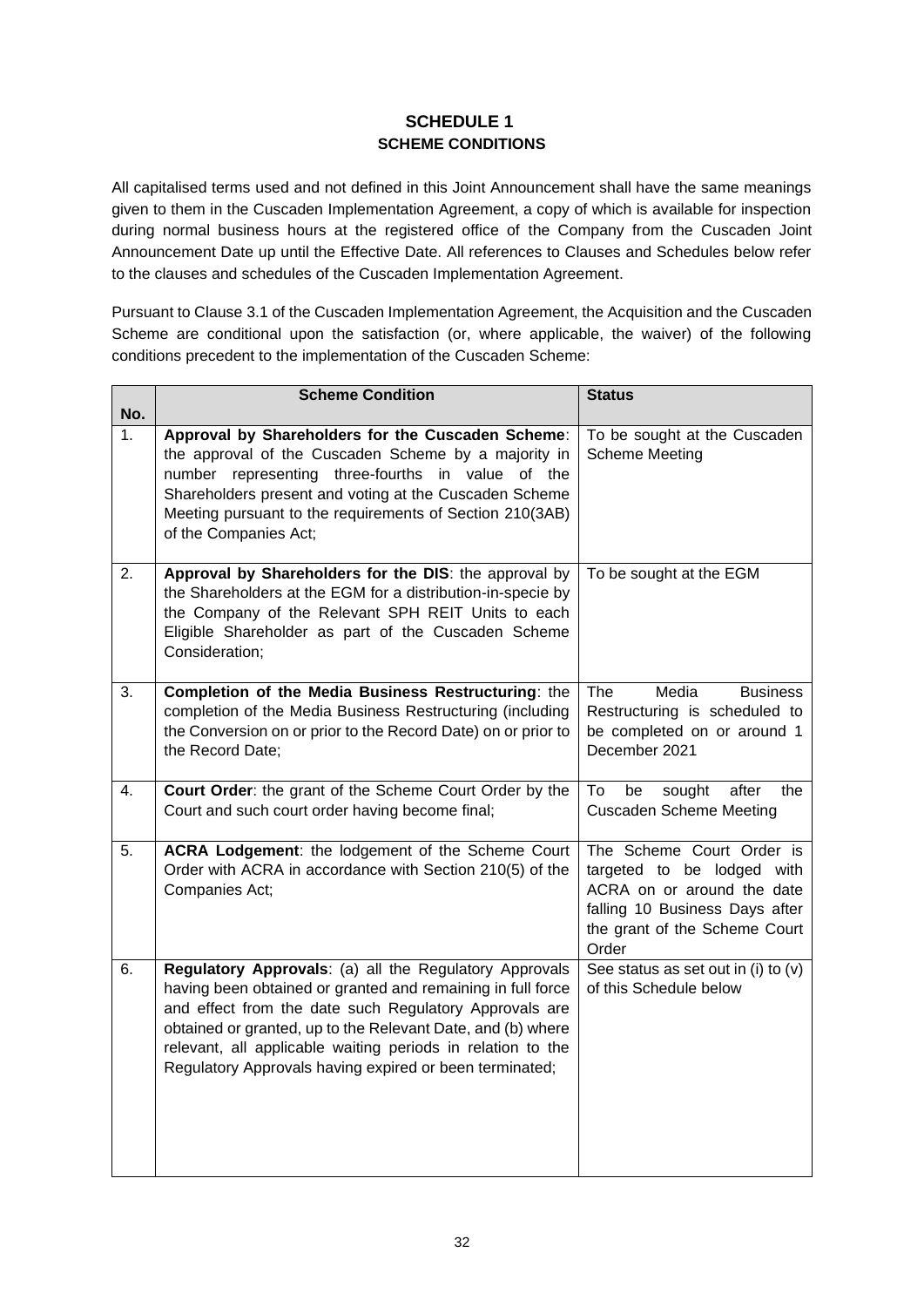## SCHEDULE 1
### SCHEME CONDITIONS

All capitalised terms used and not defined in this Joint Announcement shall have the same meanings given to them in the Cuscaden Implementation Agreement, a copy of which is available for inspection during normal business hours at the registered office of the Company from the Cuscaden Joint Announcement Date up until the Effective Date. All references to Clauses and Schedules below refer to the clauses and schedules of the Cuscaden Implementation Agreement.

Pursuant to Clause 3.1 of the Cuscaden Implementation Agreement, the Acquisition and the Cuscaden Scheme are conditional upon the satisfaction (or, where applicable, the waiver) of the following conditions precedent to the implementation of the Cuscaden Scheme:

| No. | Scheme Condition | Status |
|---|---|---|
| 1. | **Approval by Shareholders for the Cuscaden Scheme**: the approval of the Cuscaden Scheme by a majority in number representing three-fourths in value of the Shareholders present and voting at the Cuscaden Scheme Meeting pursuant to the requirements of Section 210(3AB) of the Companies Act; | To be sought at the Cuscaden Scheme Meeting |
| 2. | **Approval by Shareholders for the DIS**: the approval by the Shareholders at the EGM for a distribution-in-specie by the Company of the Relevant SPH REIT Units to each Eligible Shareholder as part of the Cuscaden Scheme Consideration; | To be sought at the EGM |
| 3. | **Completion of the Media Business Restructuring**: the completion of the Media Business Restructuring (including the Conversion on or prior to the Record Date) on or prior to the Record Date; | The Media Business Restructuring is scheduled to be completed on or around 1 December 2021 |
| 4. | **Court Order**: the grant of the Scheme Court Order by the Court and such court order having become final; | To be sought after the Cuscaden Scheme Meeting |
| 5. | **ACRA Lodgement**: the lodgement of the Scheme Court Order with ACRA in accordance with Section 210(5) of the Companies Act; | The Scheme Court Order is targeted to be lodged with ACRA on or around the date falling 10 Business Days after the grant of the Scheme Court Order |
| 6. | **Regulatory Approvals**: (a) all the Regulatory Approvals having been obtained or granted and remaining in full force and effect from the date such Regulatory Approvals are obtained or granted, up to the Relevant Date, and (b) where relevant, all applicable waiting periods in relation to the Regulatory Approvals having expired or been terminated; | See status as set out in (i) to (v) of this Schedule below |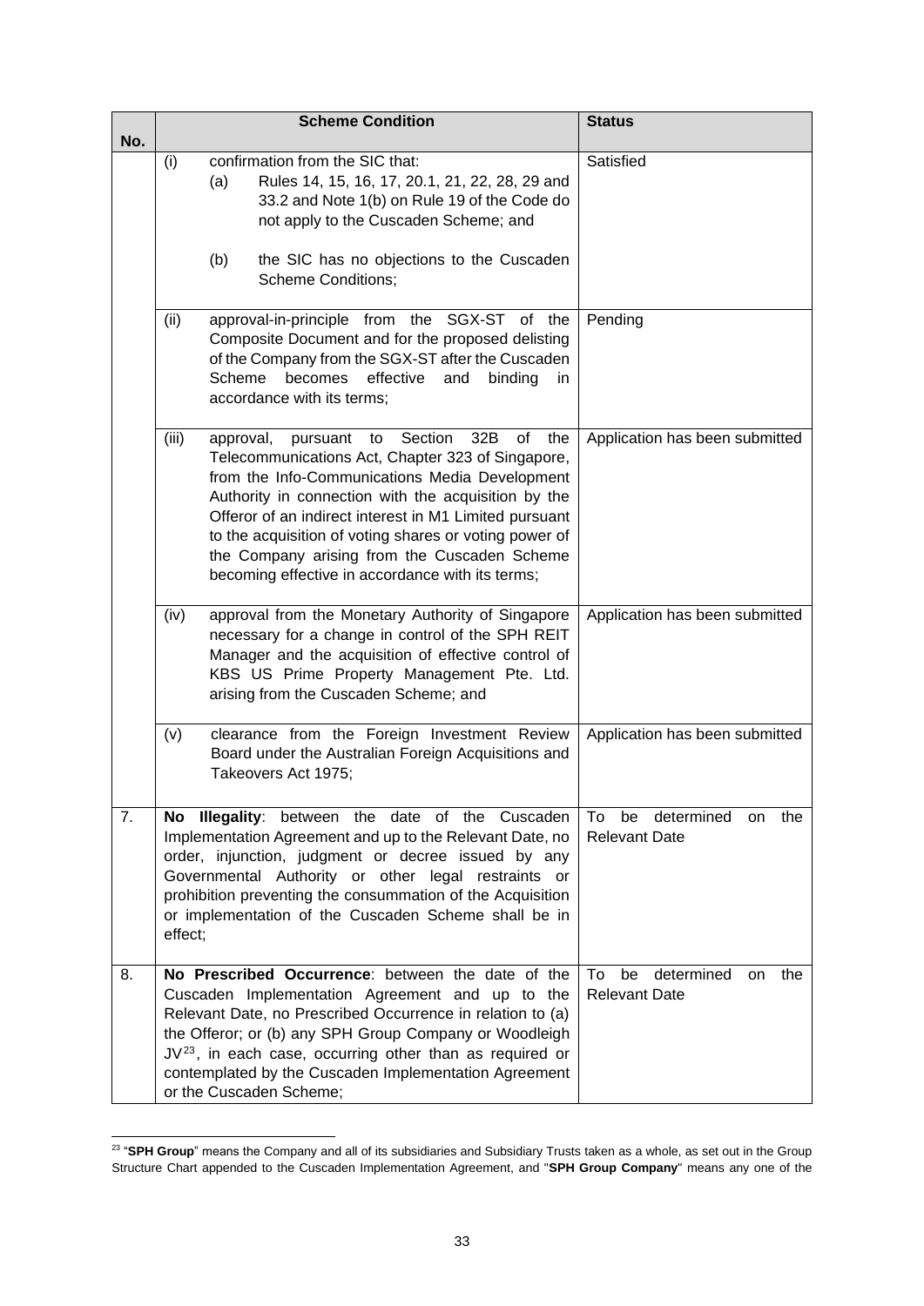| No. | Scheme Condition | Status |
|---|---|---|
| | (i) confirmation from the SIC that: (a) Rules 14, 15, 16, 17, 20.1, 21, 22, 28, 29 and 33.2 and Note 1(b) on Rule 19 of the Code do not apply to the Cuscaden Scheme; and (b) the SIC has no objections to the Cuscaden Scheme Conditions; | Satisfied |
| | (ii) approval-in-principle from the SGX-ST of the Composite Document and for the proposed delisting of the Company from the SGX-ST after the Cuscaden Scheme becomes effective and binding in accordance with its terms; | Pending |
| | (iii) approval, pursuant to Section 32B of the Telecommunications Act, Chapter 323 of Singapore, from the Info-Communications Media Development Authority in connection with the acquisition by the Offeror of an indirect interest in M1 Limited pursuant to the acquisition of voting shares or voting power of the Company arising from the Cuscaden Scheme becoming effective in accordance with its terms; | Application has been submitted |
| | (iv) approval from the Monetary Authority of Singapore necessary for a change in control of the SPH REIT Manager and the acquisition of effective control of KBS US Prime Property Management Pte. Ltd. arising from the Cuscaden Scheme; and | Application has been submitted |
| | (v) clearance from the Foreign Investment Review Board under the Australian Foreign Acquisitions and Takeovers Act 1975; | Application has been submitted |
| 7. | **No Illegality**: between the date of the Cuscaden Implementation Agreement and up to the Relevant Date, no order, injunction, judgment or decree issued by any Governmental Authority or other legal restraints or prohibition preventing the consummation of the Acquisition or implementation of the Cuscaden Scheme shall be in effect; | To be determined on the Relevant Date |
| 8. | **No Prescribed Occurrence**: between the date of the Cuscaden Implementation Agreement and up to the Relevant Date, no Prescribed Occurrence in relation to (a) the Offeror; or (b) any SPH Group Company or Woodleigh JV[23], in each case, occurring other than as required or contemplated by the Cuscaden Implementation Agreement or the Cuscaden Scheme; | To be determined on the Relevant Date |

[23] "**SPH Group**" means the Company and all of its subsidiaries and Subsidiary Trusts taken as a whole, as set out in the Group Structure Chart appended to the Cuscaden Implementation Agreement, and "**SPH Group Company**" means any one of the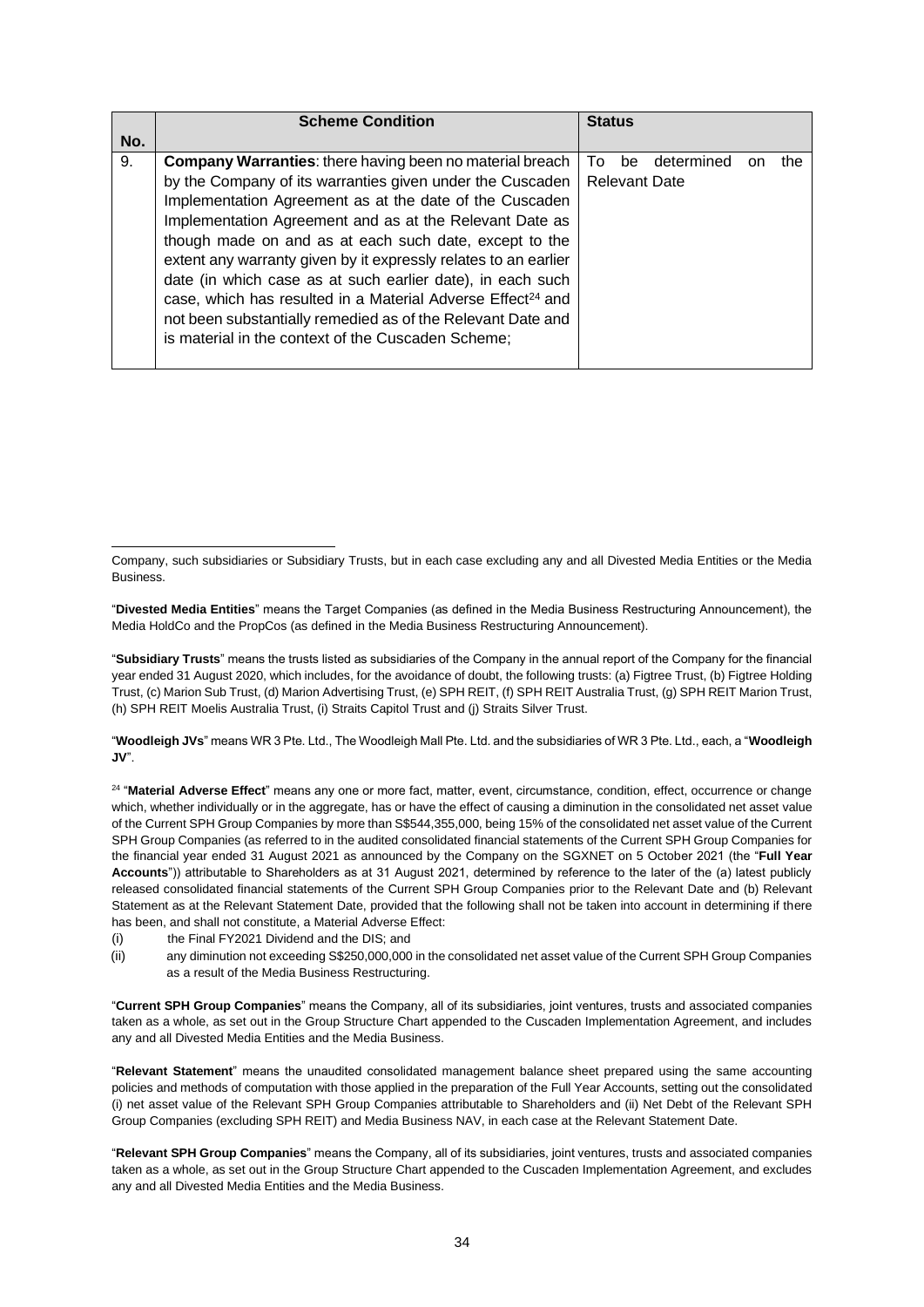| No. | Scheme Condition | Status |
|---|---|---|
| 9. | **Company Warranties**: there having been no material breach by the Company of its warranties given under the Cuscaden Implementation Agreement as at the date of the Cuscaden Implementation Agreement and as at the Relevant Date as though made on and as at each such date, except to the extent any warranty given by it expressly relates to an earlier date (in which case as at such earlier date), in each such case, which has resulted in a Material Adverse Effect[24] and not been substantially remedied as of the Relevant Date and is material in the context of the Cuscaden Scheme; | To be determined on the Relevant Date |

Company, such subsidiaries or Subsidiary Trusts, but in each case excluding any and all Divested Media Entities or the Media Business.

"**Divested Media Entities**" means the Target Companies (as defined in the Media Business Restructuring Announcement), the Media HoldCo and the PropCos (as defined in the Media Business Restructuring Announcement).

"**Subsidiary Trusts**" means the trusts listed as subsidiaries of the Company in the annual report of the Company for the financial year ended 31 August 2020, which includes, for the avoidance of doubt, the following trusts: (a) Figtree Trust, (b) Figtree Holding Trust, (c) Marion Sub Trust, (d) Marion Advertising Trust, (e) SPH REIT, (f) SPH REIT Australia Trust, (g) SPH REIT Marion Trust, (h) SPH REIT Moelis Australia Trust, (i) Straits Capitol Trust and (j) Straits Silver Trust.

"**Woodleigh JVs**" means WR 3 Pte. Ltd., The Woodleigh Mall Pte. Ltd. and the subsidiaries of WR 3 Pte. Ltd., each, a "**Woodleigh JV**".

[24] "**Material Adverse Effect**" means any one or more fact, matter, event, circumstance, condition, effect, occurrence or change which, whether individually or in the aggregate, has or have the effect of causing a diminution in the consolidated net asset value of the Current SPH Group Companies by more than S$544,355,000, being 15% of the consolidated net asset value of the Current SPH Group Companies (as referred to in the audited consolidated financial statements of the Current SPH Group Companies for the financial year ended 31 August 2021 as announced by the Company on the SGXNET on 5 October 2021 (the "**Full Year Accounts**")) attributable to Shareholders as at 31 August 2021, determined by reference to the later of the (a) latest publicly released consolidated financial statements of the Current SPH Group Companies prior to the Relevant Date and (b) Relevant Statement as at the Relevant Statement Date, provided that the following shall not be taken into account in determining if there has been, and shall not constitute, a Material Adverse Effect:

(i) the Final FY2021 Dividend and the DIS; and

(ii) any diminution not exceeding S$250,000,000 in the consolidated net asset value of the Current SPH Group Companies as a result of the Media Business Restructuring.

"**Current SPH Group Companies**" means the Company, all of its subsidiaries, joint ventures, trusts and associated companies taken as a whole, as set out in the Group Structure Chart appended to the Cuscaden Implementation Agreement, and includes any and all Divested Media Entities and the Media Business.

"**Relevant Statement**" means the unaudited consolidated management balance sheet prepared using the same accounting policies and methods of computation with those applied in the preparation of the Full Year Accounts, setting out the consolidated (i) net asset value of the Relevant SPH Group Companies attributable to Shareholders and (ii) Net Debt of the Relevant SPH Group Companies (excluding SPH REIT) and Media Business NAV, in each case at the Relevant Statement Date.

"**Relevant SPH Group Companies**" means the Company, all of its subsidiaries, joint ventures, trusts and associated companies taken as a whole, as set out in the Group Structure Chart appended to the Cuscaden Implementation Agreement, and excludes any and all Divested Media Entities and the Media Business.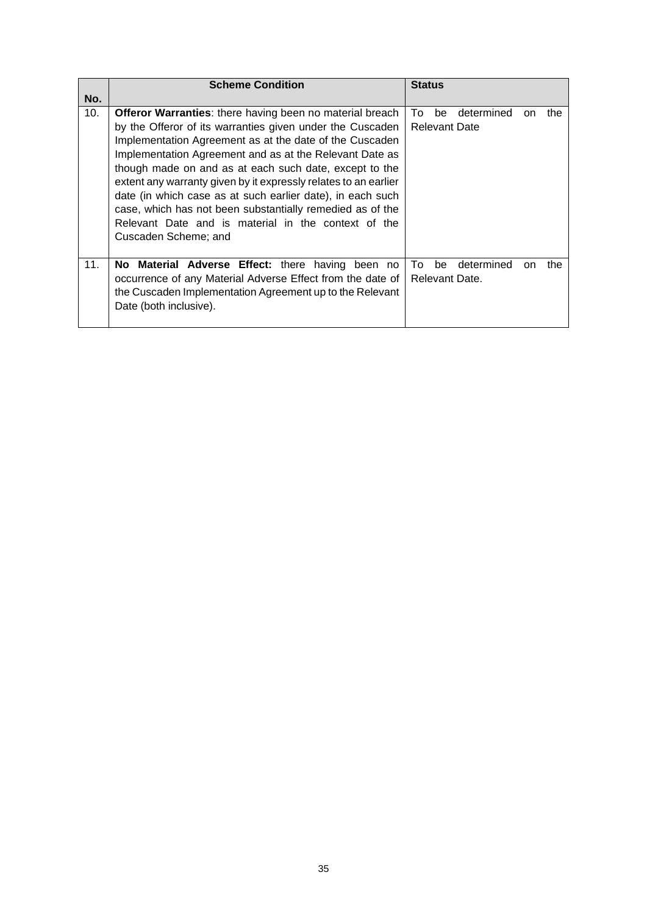| No. | Scheme Condition | Status |
|---|---|---|
| 10. | **Offeror Warranties**: there having been no material breach by the Offeror of its warranties given under the Cuscaden Implementation Agreement as at the date of the Cuscaden Implementation Agreement and as at the Relevant Date as though made on and as at each such date, except to the extent any warranty given by it expressly relates to an earlier date (in which case as at such earlier date), in each such case, which has not been substantially remedied as of the Relevant Date and is material in the context of the Cuscaden Scheme; and | To be determined on the Relevant Date |
| 11. | **No Material Adverse Effect:** there having been no occurrence of any Material Adverse Effect from the date of the Cuscaden Implementation Agreement up to the Relevant Date (both inclusive). | To be determined on the Relevant Date. |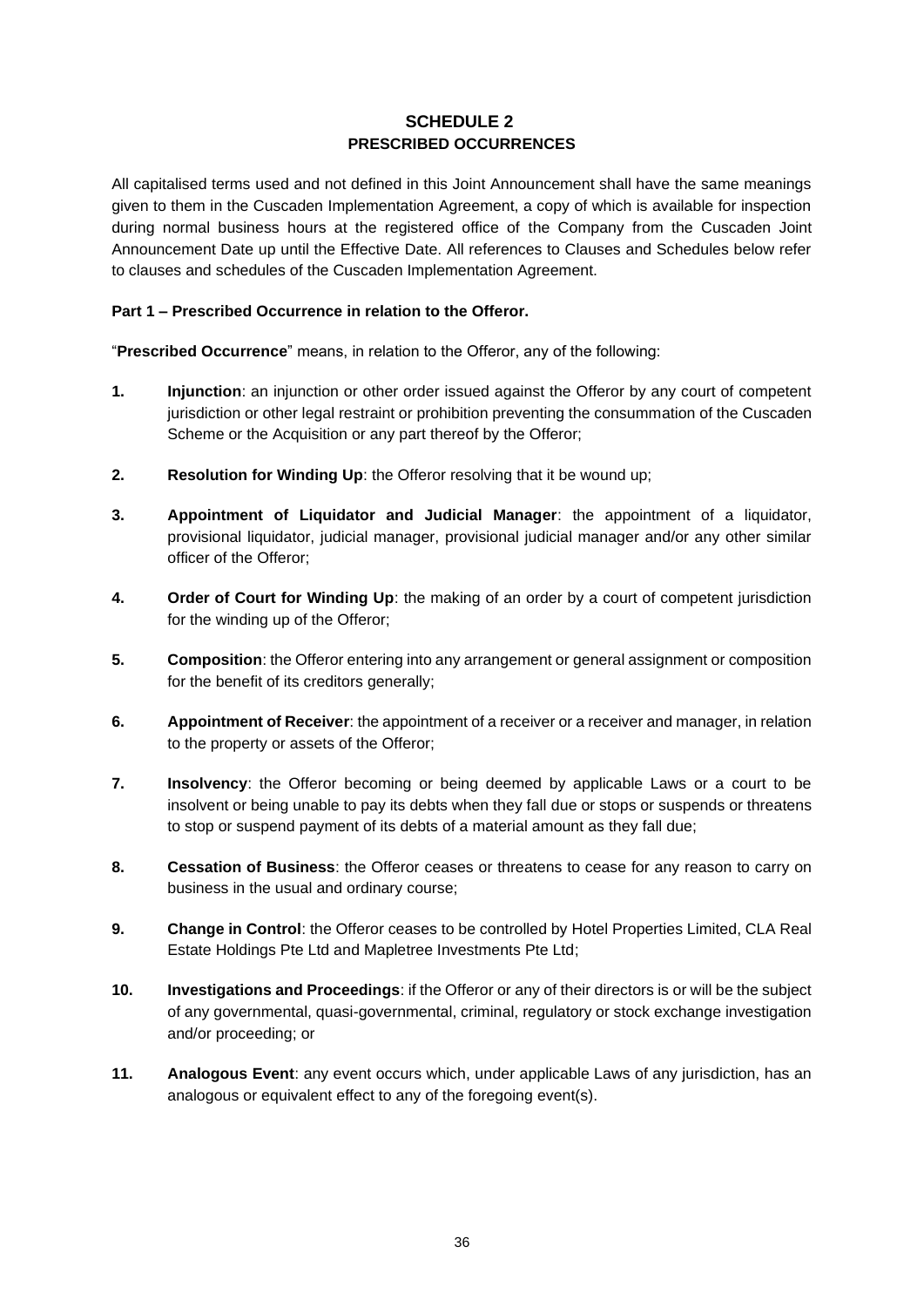# SCHEDULE 2
## PRESCRIBED OCCURRENCES

All capitalised terms used and not defined in this Joint Announcement shall have the same meanings given to them in the Cuscaden Implementation Agreement, a copy of which is available for inspection during normal business hours at the registered office of the Company from the Cuscaden Joint Announcement Date up until the Effective Date. All references to Clauses and Schedules below refer to clauses and schedules of the Cuscaden Implementation Agreement.

**Part 1 – Prescribed Occurrence in relation to the Offeror.**

"**Prescribed Occurrence**" means, in relation to the Offeror, any of the following:

1. **Injunction**: an injunction or other order issued against the Offeror by any court of competent jurisdiction or other legal restraint or prohibition preventing the consummation of the Cuscaden Scheme or the Acquisition or any part thereof by the Offeror;

2. **Resolution for Winding Up**: the Offeror resolving that it be wound up;

3. **Appointment of Liquidator and Judicial Manager**: the appointment of a liquidator, provisional liquidator, judicial manager, provisional judicial manager and/or any other similar officer of the Offeror;

4. **Order of Court for Winding Up**: the making of an order by a court of competent jurisdiction for the winding up of the Offeror;

5. **Composition**: the Offeror entering into any arrangement or general assignment or composition for the benefit of its creditors generally;

6. **Appointment of Receiver**: the appointment of a receiver or a receiver and manager, in relation to the property or assets of the Offeror;

7. **Insolvency**: the Offeror becoming or being deemed by applicable Laws or a court to be insolvent or being unable to pay its debts when they fall due or stops or suspends or threatens to stop or suspend payment of its debts of a material amount as they fall due;

8. **Cessation of Business**: the Offeror ceases or threatens to cease for any reason to carry on business in the usual and ordinary course;

9. **Change in Control**: the Offeror ceases to be controlled by Hotel Properties Limited, CLA Real Estate Holdings Pte Ltd and Mapletree Investments Pte Ltd;

10. **Investigations and Proceedings**: if the Offeror or any of their directors is or will be the subject of any governmental, quasi-governmental, criminal, regulatory or stock exchange investigation and/or proceeding; or

11. **Analogous Event**: any event occurs which, under applicable Laws of any jurisdiction, has an analogous or equivalent effect to any of the foregoing event(s).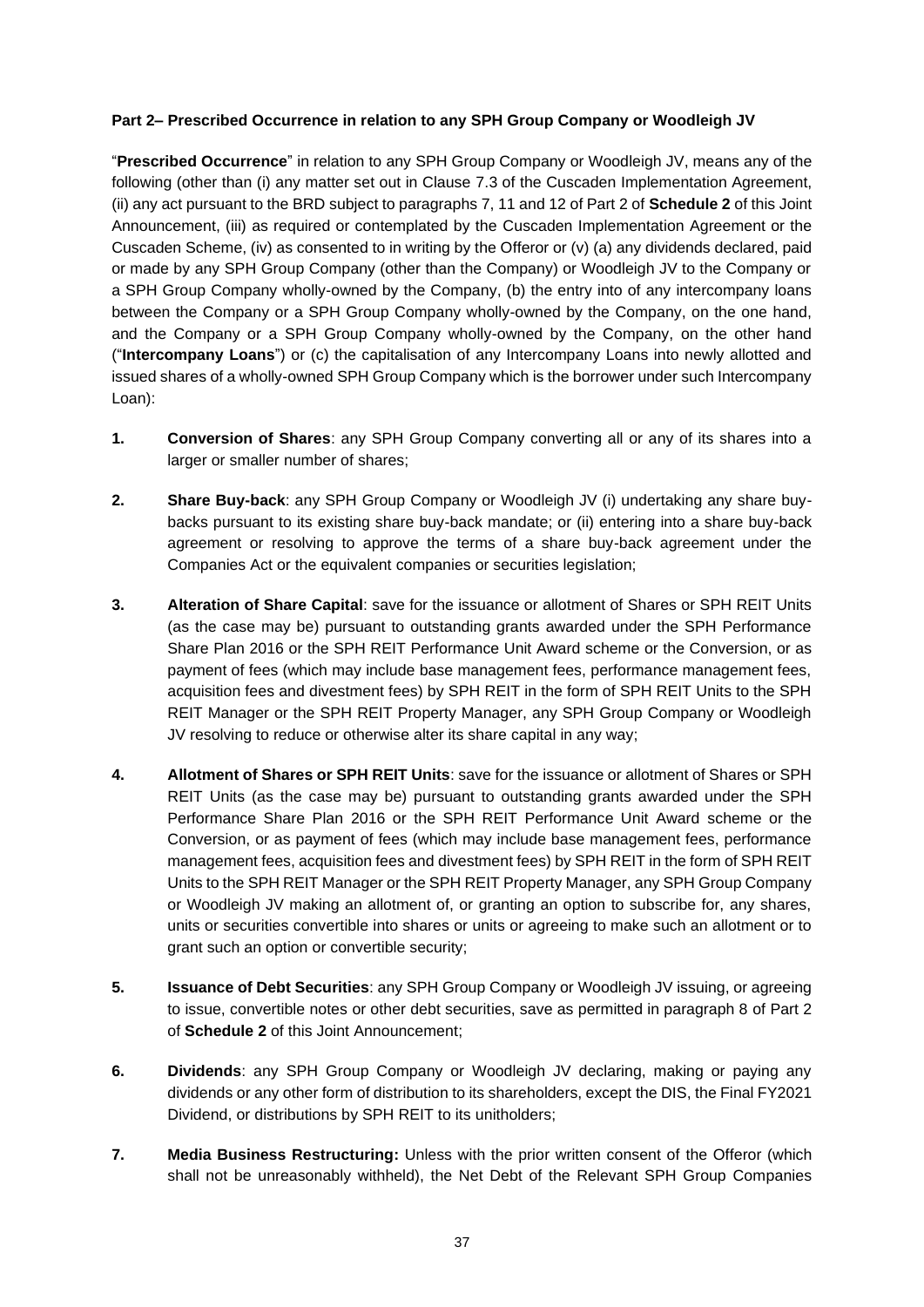**Part 2– Prescribed Occurrence in relation to any SPH Group Company or Woodleigh JV**

"**Prescribed Occurrence**" in relation to any SPH Group Company or Woodleigh JV, means any of the following (other than (i) any matter set out in Clause 7.3 of the Cuscaden Implementation Agreement, (ii) any act pursuant to the BRD subject to paragraphs 7, 11 and 12 of Part 2 of **Schedule 2** of this Joint Announcement, (iii) as required or contemplated by the Cuscaden Implementation Agreement or the Cuscaden Scheme, (iv) as consented to in writing by the Offeror or (v) (a) any dividends declared, paid or made by any SPH Group Company (other than the Company) or Woodleigh JV to the Company or a SPH Group Company wholly-owned by the Company, (b) the entry into of any intercompany loans between the Company or a SPH Group Company wholly-owned by the Company, on the one hand, and the Company or a SPH Group Company wholly-owned by the Company, on the other hand ("**Intercompany Loans**") or (c) the capitalisation of any Intercompany Loans into newly allotted and issued shares of a wholly-owned SPH Group Company which is the borrower under such Intercompany Loan):

1. **Conversion of Shares**: any SPH Group Company converting all or any of its shares into a larger or smaller number of shares;

2. **Share Buy-back**: any SPH Group Company or Woodleigh JV (i) undertaking any share buy-backs pursuant to its existing share buy-back mandate; or (ii) entering into a share buy-back agreement or resolving to approve the terms of a share buy-back agreement under the Companies Act or the equivalent companies or securities legislation;

3. **Alteration of Share Capital**: save for the issuance or allotment of Shares or SPH REIT Units (as the case may be) pursuant to outstanding grants awarded under the SPH Performance Share Plan 2016 or the SPH REIT Performance Unit Award scheme or the Conversion, or as payment of fees (which may include base management fees, performance management fees, acquisition fees and divestment fees) by SPH REIT in the form of SPH REIT Units to the SPH REIT Manager or the SPH REIT Property Manager, any SPH Group Company or Woodleigh JV resolving to reduce or otherwise alter its share capital in any way;

4. **Allotment of Shares or SPH REIT Units**: save for the issuance or allotment of Shares or SPH REIT Units (as the case may be) pursuant to outstanding grants awarded under the SPH Performance Share Plan 2016 or the SPH REIT Performance Unit Award scheme or the Conversion, or as payment of fees (which may include base management fees, performance management fees, acquisition fees and divestment fees) by SPH REIT in the form of SPH REIT Units to the SPH REIT Manager or the SPH REIT Property Manager, any SPH Group Company or Woodleigh JV making an allotment of, or granting an option to subscribe for, any shares, units or securities convertible into shares or units or agreeing to make such an allotment or to grant such an option or convertible security;

5. **Issuance of Debt Securities**: any SPH Group Company or Woodleigh JV issuing, or agreeing to issue, convertible notes or other debt securities, save as permitted in paragraph 8 of Part 2 of **Schedule 2** of this Joint Announcement;

6. **Dividends**: any SPH Group Company or Woodleigh JV declaring, making or paying any dividends or any other form of distribution to its shareholders, except the DIS, the Final FY2021 Dividend, or distributions by SPH REIT to its unitholders;

7. **Media Business Restructuring:** Unless with the prior written consent of the Offeror (which shall not be unreasonably withheld), the Net Debt of the Relevant SPH Group Companies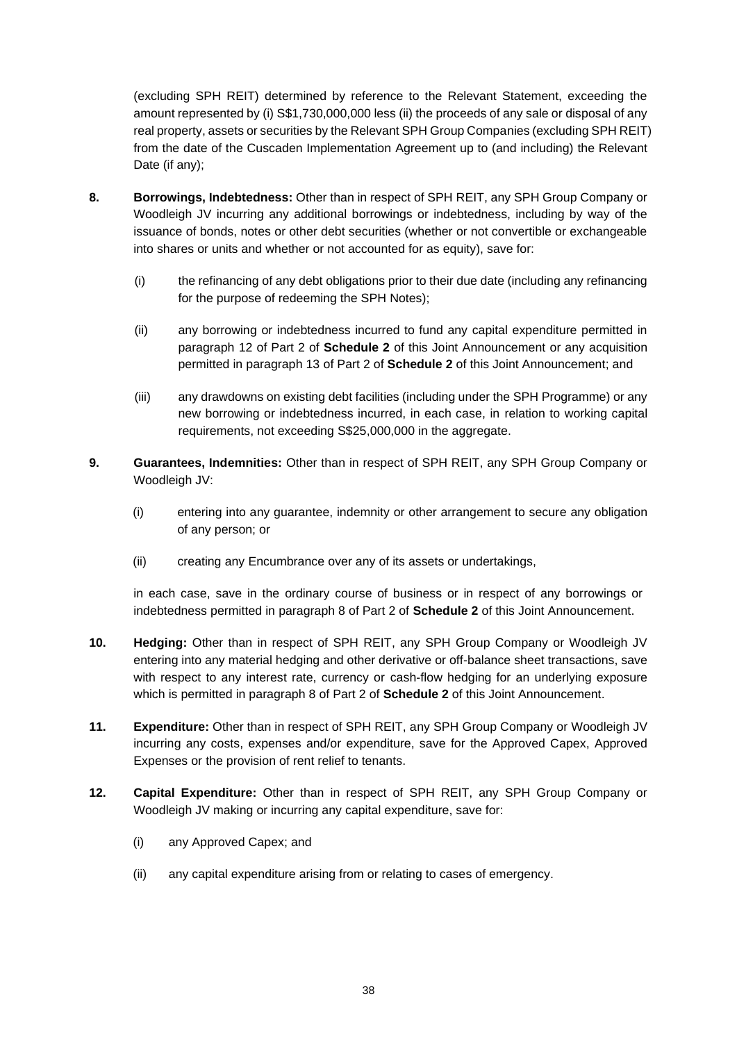(excluding SPH REIT) determined by reference to the Relevant Statement, exceeding the amount represented by (i) S$1,730,000,000 less (ii) the proceeds of any sale or disposal of any real property, assets or securities by the Relevant SPH Group Companies (excluding SPH REIT) from the date of the Cuscaden Implementation Agreement up to (and including) the Relevant Date (if any);

**8. Borrowings, Indebtedness:** Other than in respect of SPH REIT, any SPH Group Company or Woodleigh JV incurring any additional borrowings or indebtedness, including by way of the issuance of bonds, notes or other debt securities (whether or not convertible or exchangeable into shares or units and whether or not accounted for as equity), save for:

(i) the refinancing of any debt obligations prior to their due date (including any refinancing for the purpose of redeeming the SPH Notes);

(ii) any borrowing or indebtedness incurred to fund any capital expenditure permitted in paragraph 12 of Part 2 of **Schedule 2** of this Joint Announcement or any acquisition permitted in paragraph 13 of Part 2 of **Schedule 2** of this Joint Announcement; and

(iii) any drawdowns on existing debt facilities (including under the SPH Programme) or any new borrowing or indebtedness incurred, in each case, in relation to working capital requirements, not exceeding S$25,000,000 in the aggregate.

**9. Guarantees, Indemnities:** Other than in respect of SPH REIT, any SPH Group Company or Woodleigh JV:

(i) entering into any guarantee, indemnity or other arrangement to secure any obligation of any person; or

(ii) creating any Encumbrance over any of its assets or undertakings,

in each case, save in the ordinary course of business or in respect of any borrowings or indebtedness permitted in paragraph 8 of Part 2 of **Schedule 2** of this Joint Announcement.

**10. Hedging:** Other than in respect of SPH REIT, any SPH Group Company or Woodleigh JV entering into any material hedging and other derivative or off-balance sheet transactions, save with respect to any interest rate, currency or cash-flow hedging for an underlying exposure which is permitted in paragraph 8 of Part 2 of **Schedule 2** of this Joint Announcement.

**11. Expenditure:** Other than in respect of SPH REIT, any SPH Group Company or Woodleigh JV incurring any costs, expenses and/or expenditure, save for the Approved Capex, Approved Expenses or the provision of rent relief to tenants.

**12. Capital Expenditure:** Other than in respect of SPH REIT, any SPH Group Company or Woodleigh JV making or incurring any capital expenditure, save for:

(i) any Approved Capex; and

(ii) any capital expenditure arising from or relating to cases of emergency.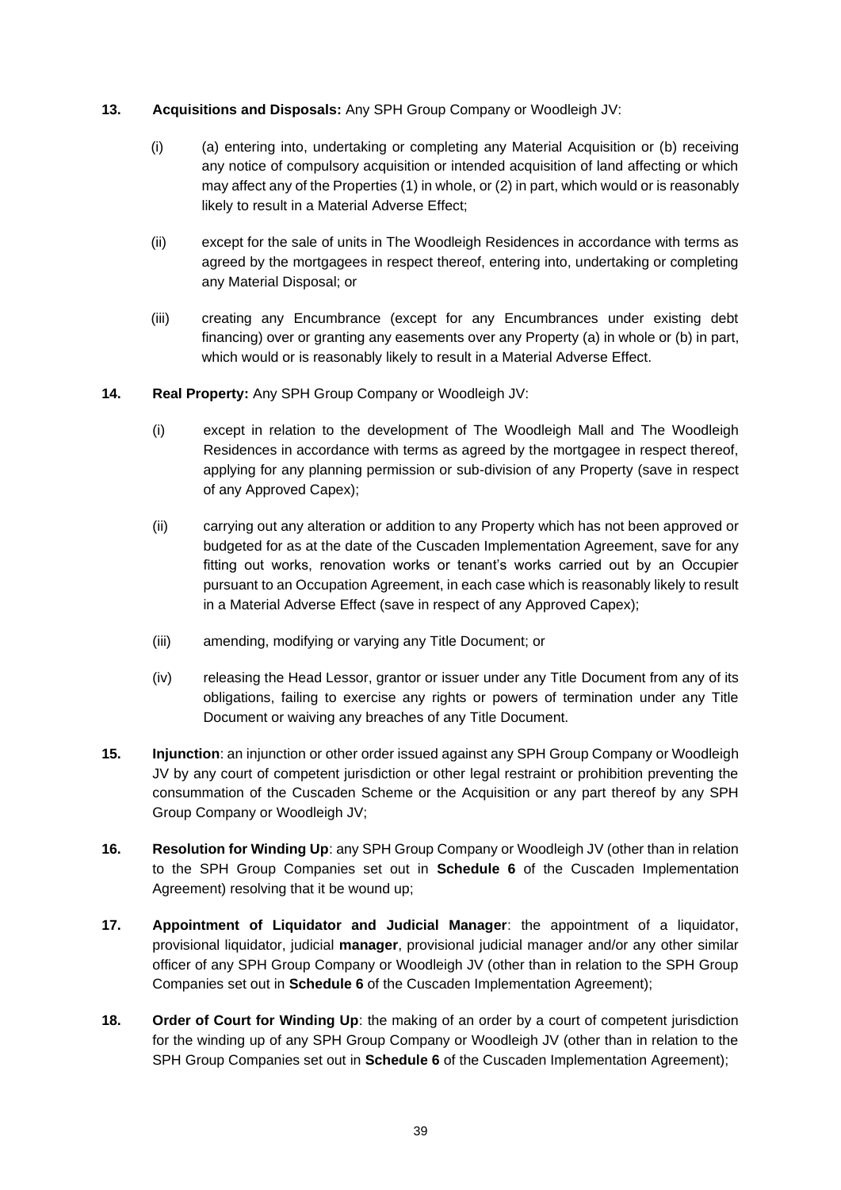**13. Acquisitions and Disposals:** Any SPH Group Company or Woodleigh JV:

(i) (a) entering into, undertaking or completing any Material Acquisition or (b) receiving any notice of compulsory acquisition or intended acquisition of land affecting or which may affect any of the Properties (1) in whole, or (2) in part, which would or is reasonably likely to result in a Material Adverse Effect;

(ii) except for the sale of units in The Woodleigh Residences in accordance with terms as agreed by the mortgagees in respect thereof, entering into, undertaking or completing any Material Disposal; or

(iii) creating any Encumbrance (except for any Encumbrances under existing debt financing) over or granting any easements over any Property (a) in whole or (b) in part, which would or is reasonably likely to result in a Material Adverse Effect.

**14. Real Property:** Any SPH Group Company or Woodleigh JV:

(i) except in relation to the development of The Woodleigh Mall and The Woodleigh Residences in accordance with terms as agreed by the mortgagee in respect thereof, applying for any planning permission or sub-division of any Property (save in respect of any Approved Capex);

(ii) carrying out any alteration or addition to any Property which has not been approved or budgeted for as at the date of the Cuscaden Implementation Agreement, save for any fitting out works, renovation works or tenant's works carried out by an Occupier pursuant to an Occupation Agreement, in each case which is reasonably likely to result in a Material Adverse Effect (save in respect of any Approved Capex);

(iii) amending, modifying or varying any Title Document; or

(iv) releasing the Head Lessor, grantor or issuer under any Title Document from any of its obligations, failing to exercise any rights or powers of termination under any Title Document or waiving any breaches of any Title Document.

**15. Injunction**: an injunction or other order issued against any SPH Group Company or Woodleigh JV by any court of competent jurisdiction or other legal restraint or prohibition preventing the consummation of the Cuscaden Scheme or the Acquisition or any part thereof by any SPH Group Company or Woodleigh JV;

**16. Resolution for Winding Up**: any SPH Group Company or Woodleigh JV (other than in relation to the SPH Group Companies set out in **Schedule 6** of the Cuscaden Implementation Agreement) resolving that it be wound up;

**17. Appointment of Liquidator and Judicial Manager**: the appointment of a liquidator, provisional liquidator, judicial **manager**, provisional judicial manager and/or any other similar officer of any SPH Group Company or Woodleigh JV (other than in relation to the SPH Group Companies set out in **Schedule 6** of the Cuscaden Implementation Agreement);

**18. Order of Court for Winding Up**: the making of an order by a court of competent jurisdiction for the winding up of any SPH Group Company or Woodleigh JV (other than in relation to the SPH Group Companies set out in **Schedule 6** of the Cuscaden Implementation Agreement);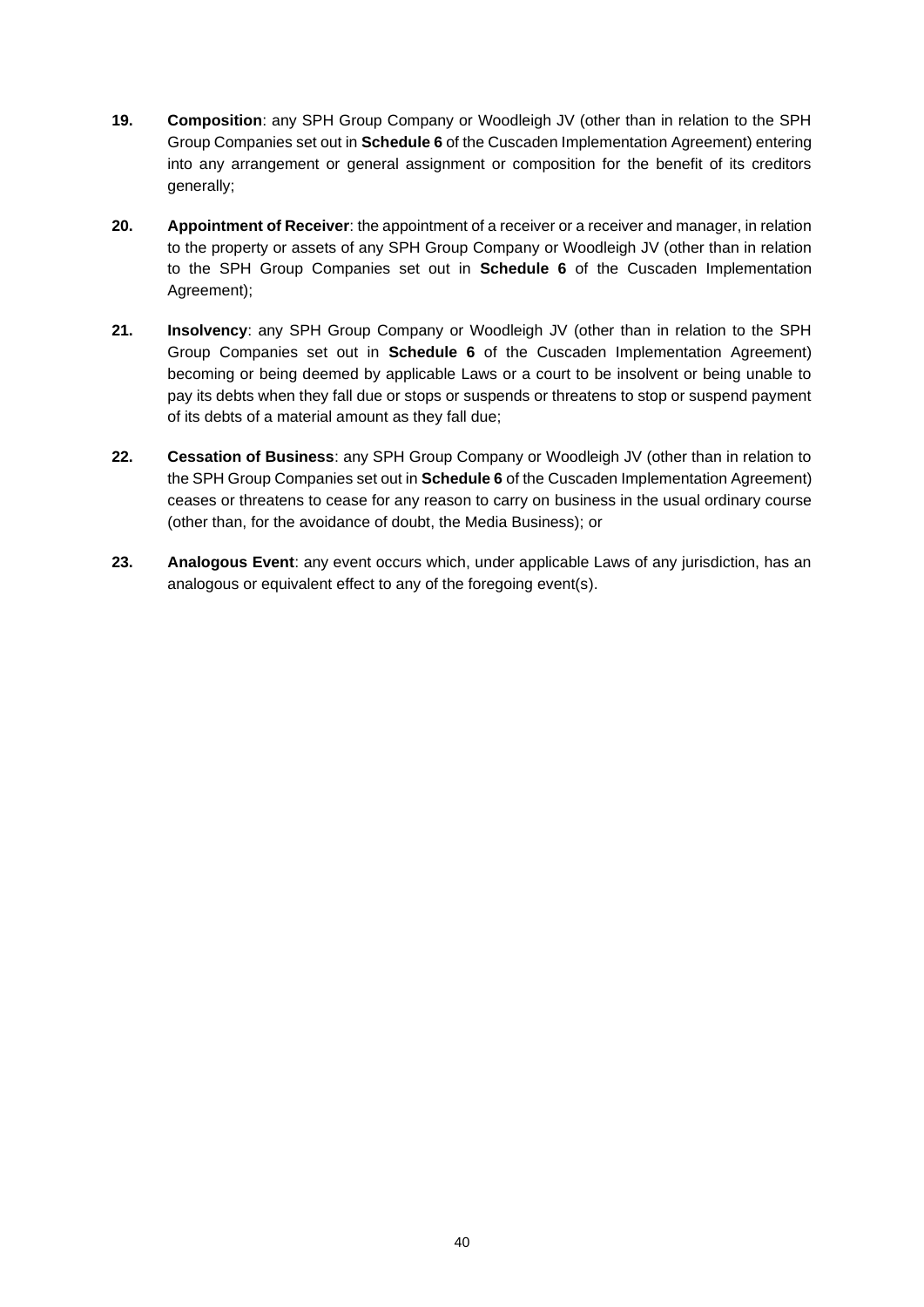19. **Composition**: any SPH Group Company or Woodleigh JV (other than in relation to the SPH Group Companies set out in **Schedule 6** of the Cuscaden Implementation Agreement) entering into any arrangement or general assignment or composition for the benefit of its creditors generally;

20. **Appointment of Receiver**: the appointment of a receiver or a receiver and manager, in relation to the property or assets of any SPH Group Company or Woodleigh JV (other than in relation to the SPH Group Companies set out in **Schedule 6** of the Cuscaden Implementation Agreement);

21. **Insolvency**: any SPH Group Company or Woodleigh JV (other than in relation to the SPH Group Companies set out in **Schedule 6** of the Cuscaden Implementation Agreement) becoming or being deemed by applicable Laws or a court to be insolvent or being unable to pay its debts when they fall due or stops or suspends or threatens to stop or suspend payment of its debts of a material amount as they fall due;

22. **Cessation of Business**: any SPH Group Company or Woodleigh JV (other than in relation to the SPH Group Companies set out in **Schedule 6** of the Cuscaden Implementation Agreement) ceases or threatens to cease for any reason to carry on business in the usual ordinary course (other than, for the avoidance of doubt, the Media Business); or

23. **Analogous Event**: any event occurs which, under applicable Laws of any jurisdiction, has an analogous or equivalent effect to any of the foregoing event(s).